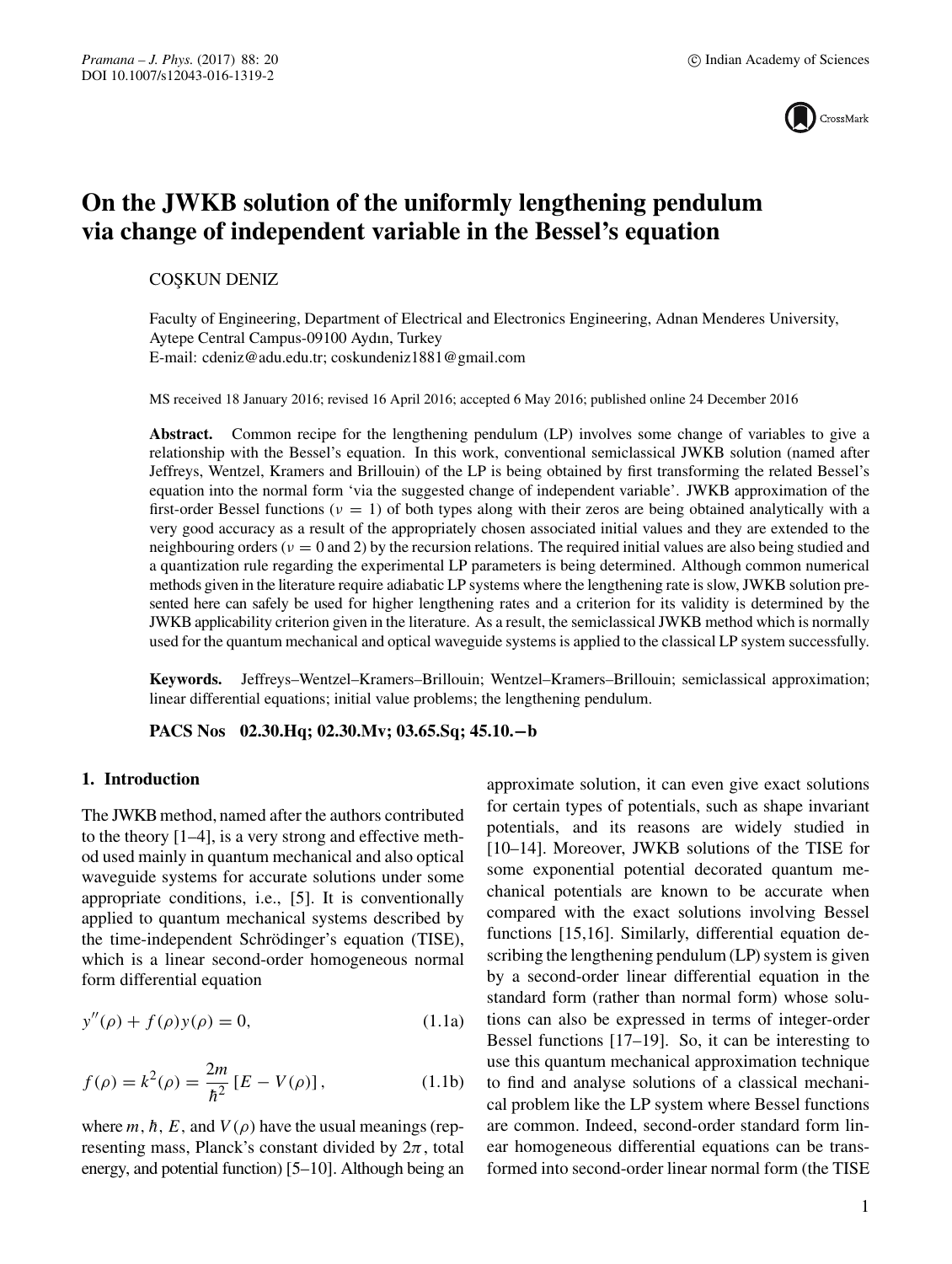# On the JWKB solution of the uniformly lengthening pendulum via change of independent variable in the Bessel's equation

COŞKUN DENIZ

Faculty of Engineering, Department of Electrical and Electronics Engineering, Adnan Menderes University, Aytepe Central Campus-09100 Aydın, Turkey
E-mail: cdeniz@adu.edu.tr; coskundeniz1881@gmail.com

MS received 18 January 2016; revised 16 April 2016; accepted 6 May 2016; published online 24 December 2016

**Abstract.** Common recipe for the lengthening pendulum (LP) involves some change of variables to give a relationship with the Bessel's equation. In this work, conventional semiclassical JWKB solution (named after Jeffreys, Wentzel, Kramers and Brillouin) of the LP is being obtained by first transforming the related Bessel's equation into the normal form 'via the suggested change of independent variable'. JWKB approximation of the first-order Bessel functions ($\nu = 1$) of both types along with their zeros are being obtained analytically with a very good accuracy as a result of the appropriately chosen associated initial values and they are extended to the neighbouring orders ($\nu = 0$ and 2) by the recursion relations. The required initial values are also being studied and a quantization rule regarding the experimental LP parameters is being determined. Although common numerical methods given in the literature require adiabatic LP systems where the lengthening rate is slow, JWKB solution presented here can safely be used for higher lengthening rates and a criterion for its validity is determined by the JWKB applicability criterion given in the literature. As a result, the semiclassical JWKB method which is normally used for the quantum mechanical and optical waveguide systems is applied to the classical LP system successfully.

**Keywords.** Jeffreys–Wentzel–Kramers–Brillouin; Wentzel–Kramers–Brillouin; semiclassical approximation; linear differential equations; initial value problems; the lengthening pendulum.

**PACS Nos** 02.30.Hq; 02.30.Mv; 03.65.Sq; 45.10.−b

## 1. Introduction

The JWKB method, named after the authors contributed to the theory [1–4], is a very strong and effective method used mainly in quantum mechanical and also optical waveguide systems for accurate solutions under some appropriate conditions, i.e., [5]. It is conventionally applied to quantum mechanical systems described by the time-independent Schrödinger's equation (TISE), which is a linear second-order homogeneous normal form differential equation

$$y''(\rho) + f(\rho)y(\rho) = 0, \tag{1.1a}$$

$$f(\rho) = k^2(\rho) = \frac{2m}{\hbar^2}\left[E - V(\rho)\right], \tag{1.1b}$$

where $m$, $\hbar$, $E$, and $V(\rho)$ have the usual meanings (representing mass, Planck's constant divided by $2\pi$, total energy, and potential function) [5–10]. Although being an approximate solution, it can even give exact solutions for certain types of potentials, such as shape invariant potentials, and its reasons are widely studied in [10–14]. Moreover, JWKB solutions of the TISE for some exponential potential decorated quantum mechanical potentials are known to be accurate when compared with the exact solutions involving Bessel functions [15,16]. Similarly, differential equation describing the lengthening pendulum (LP) system is given by a second-order linear differential equation in the standard form (rather than normal form) whose solutions can also be expressed in terms of integer-order Bessel functions [17–19]. So, it can be interesting to use this quantum mechanical approximation technique to find and analyse solutions of a classical mechanical problem like the LP system where Bessel functions are common. Indeed, second-order standard form linear homogeneous differential equations can be transformed into second-order linear normal form (the TISE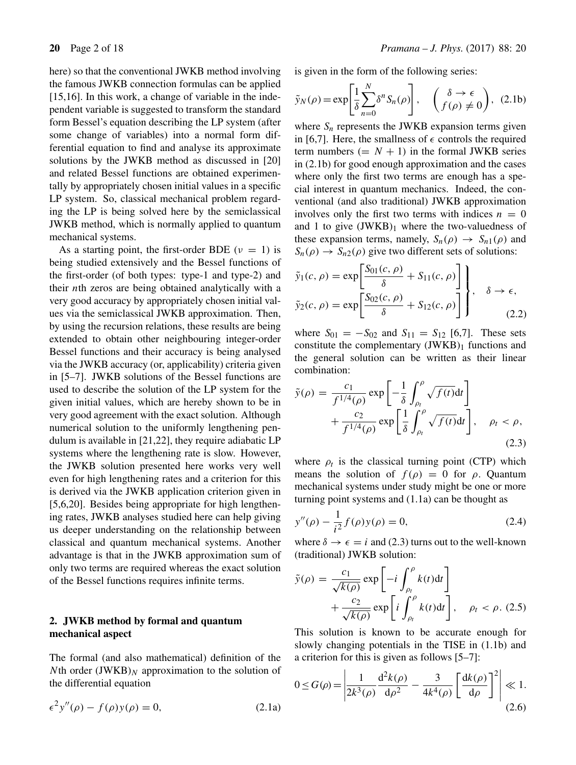here) so that the conventional JWKB method involving the famous JWKB connection formulas can be applied [15,16]. In this work, a change of variable in the independent variable is suggested to transform the standard form Bessel's equation describing the LP system (after some change of variables) into a normal form differential equation to find and analyse its approximate solutions by the JWKB method as discussed in [20] and related Bessel functions are obtained experimentally by appropriately chosen initial values in a specific LP system. So, classical mechanical problem regarding the LP is being solved here by the semiclassical JWKB method, which is normally applied to quantum mechanical systems.

As a starting point, the first-order BDE ($\nu = 1$) is being studied extensively and the Bessel functions of the first-order (of both types: type-1 and type-2) and their $n$th zeros are being obtained analytically with a very good accuracy by appropriately chosen initial values via the semiclassical JWKB approximation. Then, by using the recursion relations, these results are being extended to obtain other neighbouring integer-order Bessel functions and their accuracy is being analysed via the JWKB accuracy (or, applicability) criteria given in [5–7]. JWKB solutions of the Bessel functions are used to describe the solution of the LP system for the given initial values, which are hereby shown to be in very good agreement with the exact solution. Although numerical solution to the uniformly lengthening pendulum is available in [21,22], they require adiabatic LP systems where the lengthening rate is slow. However, the JWKB solution presented here works very well even for high lengthening rates and a criterion for this is derived via the JWKB application criterion given in [5,6,20]. Besides being appropriate for high lengthening rates, JWKB analyses studied here can help giving us deeper understanding on the relationship between classical and quantum mechanical systems. Another advantage is that in the JWKB approximation sum of only two terms are required whereas the exact solution of the Bessel functions requires infinite terms.

## 2. JWKB method by formal and quantum mechanical aspect

The formal (and also mathematical) definition of the $N$th order $(\text{JWKB})_N$ approximation to the solution of the differential equation

$$\epsilon^2 y''(\rho) - f(\rho)y(\rho) = 0, \tag{2.1a}$$

is given in the form of the following series:

$$\tilde{y}_N(\rho) = \exp\left[\frac{1}{\delta}\sum_{n=0}^{N}\delta^n S_n(\rho)\right], \quad \begin{pmatrix} \delta \to \epsilon \\ f(\rho) \neq 0 \end{pmatrix}, \tag{2.1b}$$

where $S_n$ represents the JWKB expansion terms given in [6,7]. Here, the smallness of $\epsilon$ controls the required term numbers ($= N+1$) in the formal JWKB series in (2.1b) for good enough approximation and the cases where only the first two terms are enough has a special interest in quantum mechanics. Indeed, the conventional (and also traditional) JWKB approximation involves only the first two terms with indices $n = 0$ and 1 to give $(\text{JWKB})_1$ where the two-valuedness of these expansion terms, namely, $S_n(\rho) \to S_{n1}(\rho)$ and $S_n(\rho) \to S_{n2}(\rho)$ give two different sets of solutions:

$$\left.\begin{aligned} \tilde{y}_1(c,\rho) &= \exp\left[\frac{S_{01}(c,\rho)}{\delta} + S_{11}(c,\rho)\right] \\ \tilde{y}_2(c,\rho) &= \exp\left[\frac{S_{02}(c,\rho)}{\delta} + S_{12}(c,\rho)\right] \end{aligned}\right\}, \quad \delta \to \epsilon, \tag{2.2}$$

where $S_{01} = -S_{02}$ and $S_{11} = S_{12}$ [6,7]. These sets constitute the complementary $(\text{JWKB})_1$ functions and the general solution can be written as their linear combination:

$$\tilde{y}(\rho) = \frac{c_1}{f^{1/4}(\rho)}\exp\left[-\frac{1}{\delta}\int_{\rho_t}^{\rho}\sqrt{f(t)}\mathrm{d}t\right] + \frac{c_2}{f^{1/4}(\rho)}\exp\left[\frac{1}{\delta}\int_{\rho_t}^{\rho}\sqrt{f(t)}\mathrm{d}t\right], \quad \rho_t < \rho, \tag{2.3}$$

where $\rho_t$ is the classical turning point (CTP) which means the solution of $f(\rho) = 0$ for $\rho$. Quantum mechanical systems under study might be one or more turning point systems and (1.1a) can be thought as

$$y''(\rho) - \frac{1}{i^2}f(\rho)y(\rho) = 0, \tag{2.4}$$

where $\delta \to \epsilon = i$ and (2.3) turns out to the well-known (traditional) JWKB solution:

$$\tilde{y}(\rho) = \frac{c_1}{\sqrt{k(\rho)}}\exp\left[-i\int_{\rho_t}^{\rho}k(t)\mathrm{d}t\right] + \frac{c_2}{\sqrt{k(\rho)}}\exp\left[i\int_{\rho_t}^{\rho}k(t)\mathrm{d}t\right], \quad \rho_t < \rho. \tag{2.5}$$

This solution is known to be accurate enough for slowly changing potentials in the TISE in (1.1b) and a criterion for this is given as follows [5–7]:

$$0 \leq G(\rho) = \left|\frac{1}{2k^3(\rho)}\frac{\mathrm{d}^2k(\rho)}{\mathrm{d}\rho^2} - \frac{3}{4k^4(\rho)}\left[\frac{\mathrm{d}k(\rho)}{\mathrm{d}\rho}\right]^2\right| \ll 1. \tag{2.6}$$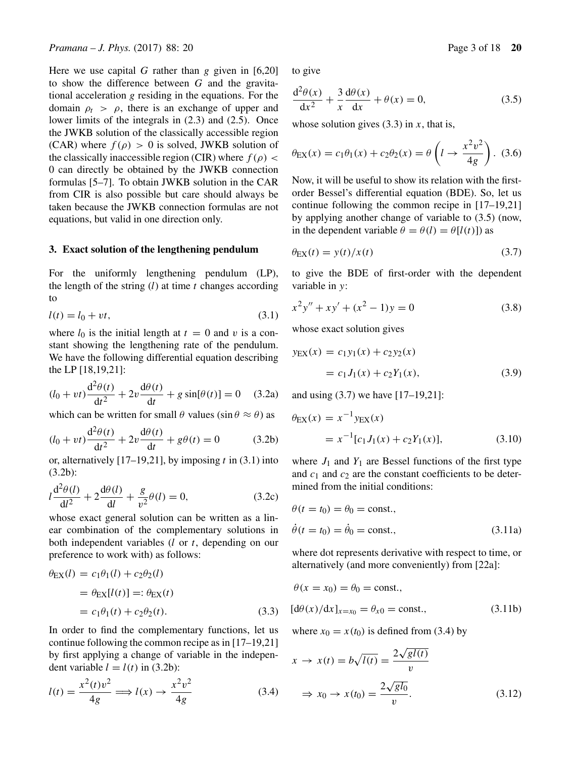Here we use capital $G$ rather than $g$ given in [6,20] to show the difference between $G$ and the gravitational acceleration $g$ residing in the equations. For the domain $\rho_t > \rho$, there is an exchange of upper and lower limits of the integrals in (2.3) and (2.5). Once the JWKB solution of the classically accessible region (CAR) where $f(\rho) > 0$ is solved, JWKB solution of the classically inaccessible region (CIR) where $f(\rho) < 0$ can directly be obtained by the JWKB connection formulas [5–7]. To obtain JWKB solution in the CAR from CIR is also possible but care should always be taken because the JWKB connection formulas are not equations, but valid in one direction only.

## 3. Exact solution of the lengthening pendulum

For the uniformly lengthening pendulum (LP), the length of the string ($l$) at time $t$ changes according to

$$l(t) = l_0 + vt, \tag{3.1}$$

where $l_0$ is the initial length at $t = 0$ and $v$ is a constant showing the lengthening rate of the pendulum. We have the following differential equation describing the LP [18,19,21]:

$$(l_0 + vt)\frac{\mathrm{d}^2\theta(t)}{\mathrm{d}t^2} + 2v\frac{\mathrm{d}\theta(t)}{\mathrm{d}t} + g\sin[\theta(t)] = 0 \tag{3.2a}$$

which can be written for small $\theta$ values ($\sin\theta \approx \theta$) as

$$(l_0 + vt)\frac{\mathrm{d}^2\theta(t)}{\mathrm{d}t^2} + 2v\frac{\mathrm{d}\theta(t)}{\mathrm{d}t} + g\theta(t) = 0 \tag{3.2b}$$

or, alternatively [17–19,21], by imposing $t$ in (3.1) into (3.2b):

$$l\frac{\mathrm{d}^2\theta(l)}{\mathrm{d}l^2} + 2\frac{\mathrm{d}\theta(l)}{\mathrm{d}l} + \frac{g}{v^2}\theta(l) = 0, \tag{3.2c}$$

whose exact general solution can be written as a linear combination of the complementary solutions in both independent variables ($l$ or $t$, depending on our preference to work with) as follows:

$$\begin{aligned}\theta_{\mathrm{EX}}(l) &= c_1\theta_1(l) + c_2\theta_2(l)\\ &= \theta_{\mathrm{EX}}[l(t)] =: \theta_{\mathrm{EX}}(t)\\ &= c_1\theta_1(t) + c_2\theta_2(t).\end{aligned} \tag{3.3}$$

In order to find the complementary functions, let us continue following the common recipe as in [17–19,21] by first applying a change of variable in the independent variable $l = l(t)$ in (3.2b):

$$l(t) = \frac{x^2(t)v^2}{4g} \Longrightarrow l(x) \to \frac{x^2v^2}{4g} \tag{3.4}$$

to give

$$\frac{\mathrm{d}^2\theta(x)}{\mathrm{d}x^2} + \frac{3}{x}\frac{\mathrm{d}\theta(x)}{\mathrm{d}x} + \theta(x) = 0, \tag{3.5}$$

whose solution gives (3.3) in $x$, that is,

$$\theta_{\mathrm{EX}}(x) = c_1\theta_1(x) + c_2\theta_2(x) = \theta\left(l \to \frac{x^2v^2}{4g}\right). \tag{3.6}$$

Now, it will be useful to show its relation with the first-order Bessel's differential equation (BDE). So, let us continue following the common recipe in [17–19,21] by applying another change of variable to (3.5) (now, in the dependent variable $\theta = \theta(l) = \theta[l(t)]$) as

$$\theta_{\mathrm{EX}}(t) = y(t)/x(t) \tag{3.7}$$

to give the BDE of first-order with the dependent variable in $y$:

$$x^2y'' + xy' + (x^2 - 1)y = 0 \tag{3.8}$$

whose exact solution gives

$$\begin{aligned}y_{\mathrm{EX}}(x) &= c_1y_1(x) + c_2y_2(x)\\ &= c_1J_1(x) + c_2Y_1(x),\end{aligned} \tag{3.9}$$

and using (3.7) we have [17–19,21]:

$$\begin{aligned}\theta_{\mathrm{EX}}(x) &= x^{-1}y_{\mathrm{EX}}(x)\\ &= x^{-1}[c_1J_1(x) + c_2Y_1(x)],\end{aligned} \tag{3.10}$$

where $J_1$ and $Y_1$ are Bessel functions of the first type and $c_1$ and $c_2$ are the constant coefficients to be determined from the initial conditions:

$$\begin{aligned}&\theta(t = t_0) = \theta_0 = \text{const.},\\ &\dot{\theta}(t = t_0) = \dot{\theta}_0 = \text{const.},\end{aligned} \tag{3.11a}$$

where dot represents derivative with respect to time, or alternatively (and more conveniently) from [22a]:

$$\begin{aligned}&\theta(x = x_0) = \theta_0 = \text{const.},\\ &[\mathrm{d}\theta(x)/\mathrm{d}x]_{x=x_0} = \theta_{x0} = \text{const.},\end{aligned} \tag{3.11b}$$

where $x_0 = x(t_0)$ is defined from (3.4) by

$$\begin{aligned}&x \to x(t) = b\sqrt{l(t)} = \frac{2\sqrt{gl(t)}}{v}\\ &\Rightarrow x_0 \to x(t_0) = \frac{2\sqrt{gl_0}}{v}.\end{aligned} \tag{3.12}$$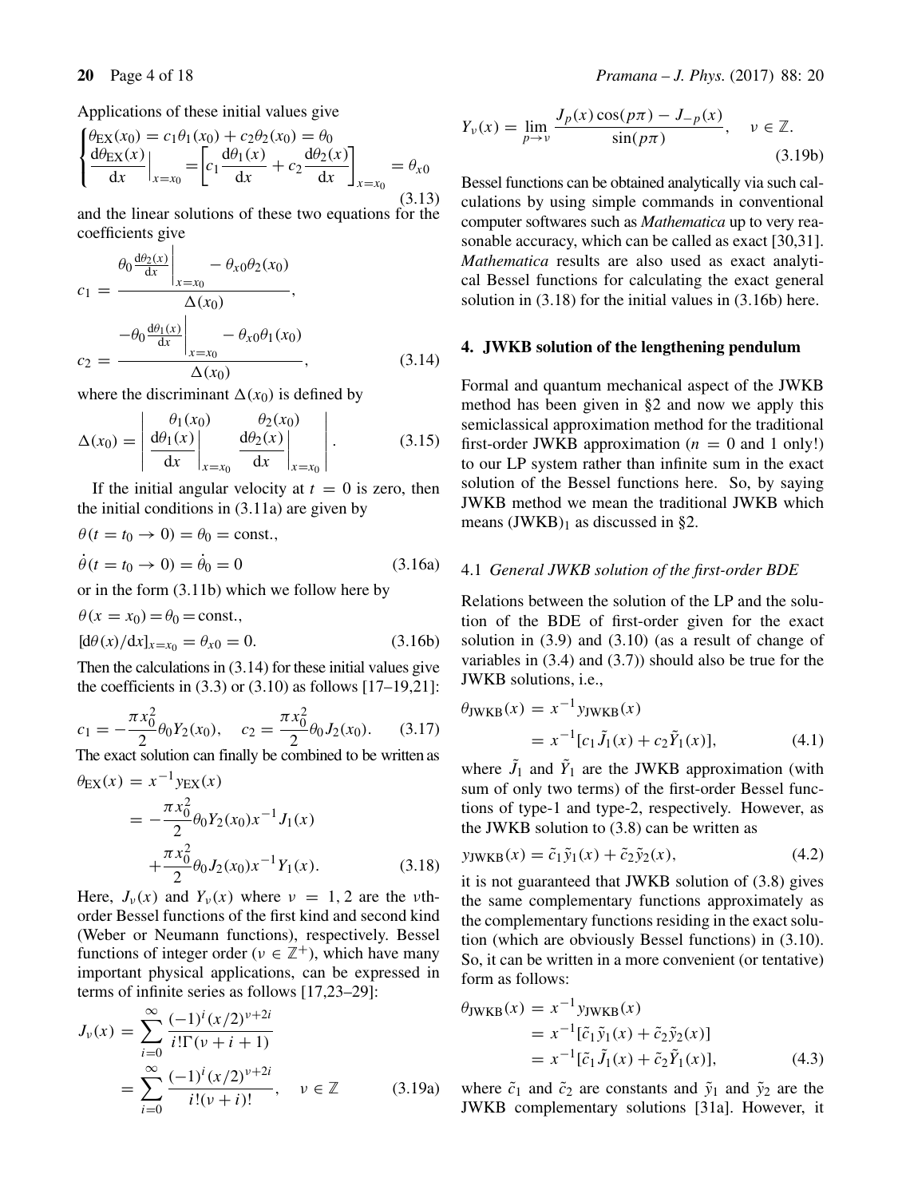Applications of these initial values give

$$\begin{cases} \theta_{\rm EX}(x_0) = c_1\theta_1(x_0) + c_2\theta_2(x_0) = \theta_0 \\ \dfrac{{\rm d}\theta_{\rm EX}(x)}{{\rm d}x}\Big|_{x=x_0} = \left[c_1\dfrac{{\rm d}\theta_1(x)}{{\rm d}x} + c_2\dfrac{{\rm d}\theta_2(x)}{{\rm d}x}\right]_{x=x_0} = \theta_{x0} \end{cases} \tag{3.13}$$

and the linear solutions of these two equations for the coefficients give

$$c_1 = \frac{\theta_0 \frac{{\rm d}\theta_2(x)}{{\rm d}x}\Big|_{x=x_0} - \theta_{x0}\theta_2(x_0)}{\Delta(x_0)},$$

$$c_2 = \frac{-\theta_0 \frac{{\rm d}\theta_1(x)}{{\rm d}x}\Big|_{x=x_0} - \theta_{x0}\theta_1(x_0)}{\Delta(x_0)}, \tag{3.14}$$

where the discriminant $\Delta(x_0)$ is defined by

$$\Delta(x_0) = \begin{vmatrix} \theta_1(x_0) & \theta_2(x_0) \\ \dfrac{{\rm d}\theta_1(x)}{{\rm d}x}\Big|_{x=x_0} & \dfrac{{\rm d}\theta_2(x)}{{\rm d}x}\Big|_{x=x_0} \end{vmatrix}. \tag{3.15}$$

If the initial angular velocity at $t = 0$ is zero, then the initial conditions in (3.11a) are given by

$$\theta(t = t_0 \to 0) = \theta_0 = \text{const.},$$

$$\dot{\theta}(t = t_0 \to 0) = \dot{\theta}_0 = 0 \tag{3.16a}$$

or in the form (3.11b) which we follow here by

$$\theta(x = x_0) = \theta_0 = \text{const.},$$

$$[{\rm d}\theta(x)/{\rm d}x]_{x=x_0} = \theta_{x0} = 0. \tag{3.16b}$$

Then the calculations in (3.14) for these initial values give the coefficients in (3.3) or (3.10) as follows [17–19,21]:

$$c_1 = -\frac{\pi x_0^2}{2}\theta_0 Y_2(x_0), \quad c_2 = \frac{\pi x_0^2}{2}\theta_0 J_2(x_0). \tag{3.17}$$

The exact solution can finally be combined to be written as

$$\begin{aligned} \theta_{\rm EX}(x) &= x^{-1} y_{\rm EX}(x) \\ &= -\frac{\pi x_0^2}{2}\theta_0 Y_2(x_0) x^{-1} J_1(x) \\ &\quad + \frac{\pi x_0^2}{2}\theta_0 J_2(x_0) x^{-1} Y_1(x). \end{aligned} \tag{3.18}$$

Here, $J_\nu(x)$ and $Y_\nu(x)$ where $\nu = 1, 2$ are the $\nu$th-order Bessel functions of the first kind and second kind (Weber or Neumann functions), respectively. Bessel functions of integer order ($\nu \in \mathbb{Z}^+$), which have many important physical applications, can be expressed in terms of infinite series as follows [17,23–29]:

$$\begin{aligned} J_\nu(x) &= \sum_{i=0}^{\infty} \frac{(-1)^i (x/2)^{\nu+2i}}{i!\Gamma(\nu+i+1)} \\ &= \sum_{i=0}^{\infty} \frac{(-1)^i (x/2)^{\nu+2i}}{i!(\nu+i)!}, \quad \nu \in \mathbb{Z} \end{aligned} \tag{3.19a}$$

$$Y_\nu(x) = \lim_{p\to\nu} \frac{J_p(x)\cos(p\pi) - J_{-p}(x)}{\sin(p\pi)}, \quad \nu \in \mathbb{Z}. \tag{3.19b}$$

Bessel functions can be obtained analytically via such calculations by using simple commands in conventional computer softwares such as *Mathematica* up to very reasonable accuracy, which can be called as exact [30,31]. *Mathematica* results are also used as exact analytical Bessel functions for calculating the exact general solution in (3.18) for the initial values in (3.16b) here.

## 4. JWKB solution of the lengthening pendulum

Formal and quantum mechanical aspect of the JWKB method has been given in §2 and now we apply this semiclassical approximation method for the traditional first-order JWKB approximation ($n = 0$ and 1 only!) to our LP system rather than infinite sum in the exact solution of the Bessel functions here. So, by saying JWKB method we mean the traditional JWKB which means $(\text{JWKB})_1$ as discussed in §2.

### 4.1 *General JWKB solution of the first-order BDE*

Relations between the solution of the LP and the solution of the BDE of first-order given for the exact solution in (3.9) and (3.10) (as a result of change of variables in (3.4) and (3.7)) should also be true for the JWKB solutions, i.e.,

$$\begin{aligned} \theta_{\rm JWKB}(x) &= x^{-1} y_{\rm JWKB}(x) \\ &= x^{-1}[c_1 \tilde{J}_1(x) + c_2 \tilde{Y}_1(x)], \end{aligned} \tag{4.1}$$

where $\tilde{J}_1$ and $\tilde{Y}_1$ are the JWKB approximation (with sum of only two terms) of the first-order Bessel functions of type-1 and type-2, respectively. However, as the JWKB solution to (3.8) can be written as

$$y_{\rm JWKB}(x) = \tilde{c}_1 \tilde{y}_1(x) + \tilde{c}_2 \tilde{y}_2(x), \tag{4.2}$$

it is not guaranteed that JWKB solution of (3.8) gives the same complementary functions approximately as the complementary functions residing in the exact solution (which are obviously Bessel functions) in (3.10). So, it can be written in a more convenient (or tentative) form as follows:

$$\begin{aligned} \theta_{\rm JWKB}(x) &= x^{-1} y_{\rm JWKB}(x) \\ &= x^{-1}[\tilde{c}_1 \tilde{y}_1(x) + \tilde{c}_2 \tilde{y}_2(x)] \\ &= x^{-1}[\tilde{c}_1 \tilde{J}_1(x) + \tilde{c}_2 \tilde{Y}_1(x)], \end{aligned} \tag{4.3}$$

where $\tilde{c}_1$ and $\tilde{c}_2$ are constants and $\tilde{y}_1$ and $\tilde{y}_2$ are the JWKB complementary solutions [31a]. However, it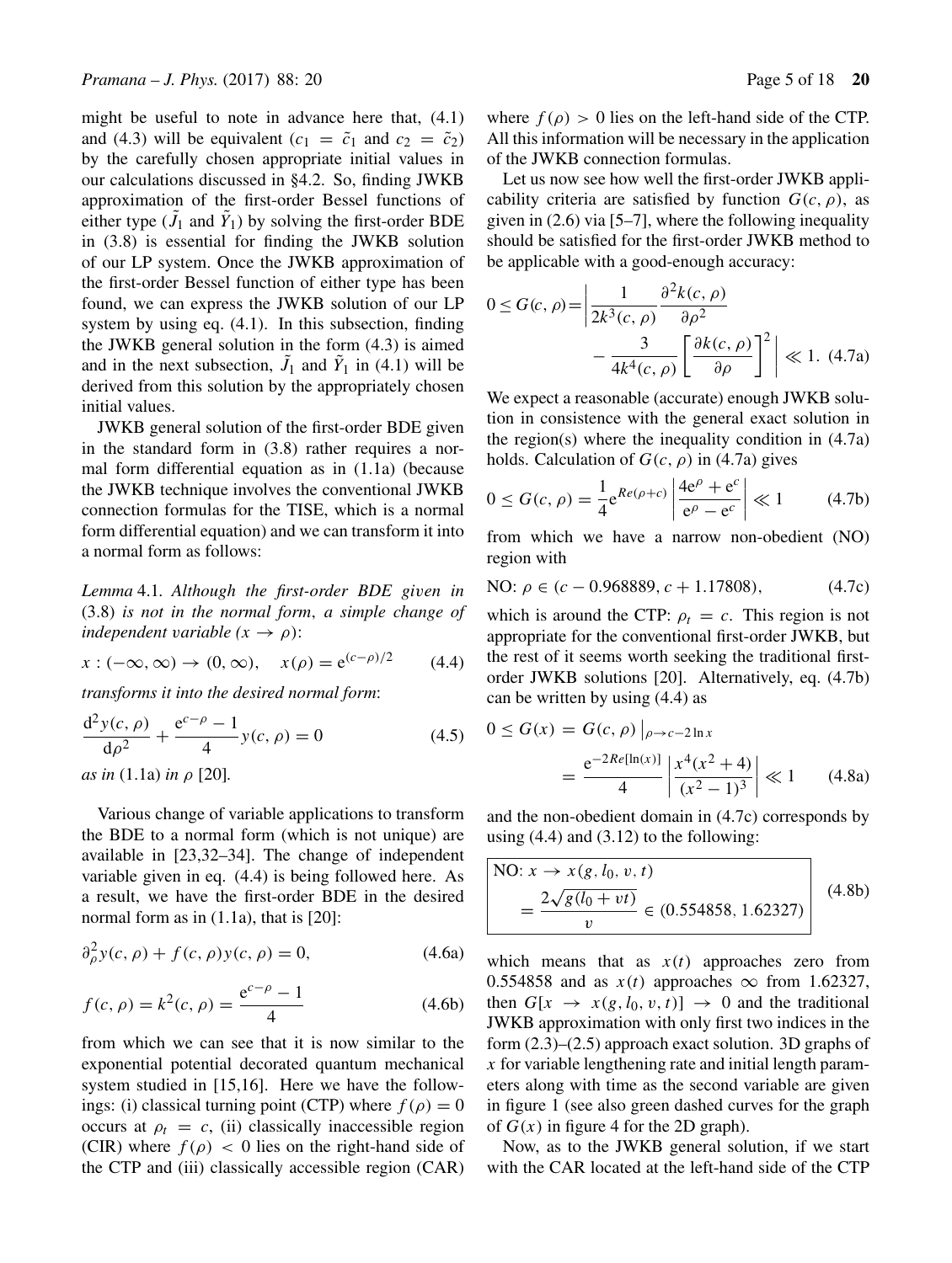might be useful to note in advance here that, (4.1) and (4.3) will be equivalent ($c_1 = \tilde{c}_1$ and $c_2 = \tilde{c}_2$) by the carefully chosen appropriate initial values in our calculations discussed in §4.2. So, finding JWKB approximation of the first-order Bessel functions of either type ($\tilde{J}_1$ and $\tilde{Y}_1$) by solving the first-order BDE in (3.8) is essential for finding the JWKB solution of our LP system. Once the JWKB approximation of the first-order Bessel function of either type has been found, we can express the JWKB solution of our LP system by using eq. (4.1). In this subsection, finding the JWKB general solution in the form (4.3) is aimed and in the next subsection, $\tilde{J}_1$ and $\tilde{Y}_1$ in (4.1) will be derived from this solution by the appropriately chosen initial values.

JWKB general solution of the first-order BDE given in the standard form in (3.8) rather requires a normal form differential equation as in (1.1a) (because the JWKB technique involves the conventional JWKB connection formulas for the TISE, which is a normal form differential equation) and we can transform it into a normal form as follows:

*Lemma* 4.1. *Although the first-order BDE given in* (3.8) *is not in the normal form, a simple change of independent variable* ($x \to \rho$):

$$x : (-\infty, \infty) \to (0, \infty), \quad x(\rho) = \mathrm{e}^{(c-\rho)/2} \tag{4.4}$$

*transforms it into the desired normal form*:

$$\frac{\mathrm{d}^2 y(c, \rho)}{\mathrm{d}\rho^2} + \frac{\mathrm{e}^{c-\rho} - 1}{4} y(c, \rho) = 0 \tag{4.5}$$

*as in* (1.1a) *in* $\rho$ [20].

Various change of variable applications to transform the BDE to a normal form (which is not unique) are available in [23,32–34]. The change of independent variable given in eq. (4.4) is being followed here. As a result, we have the first-order BDE in the desired normal form as in (1.1a), that is [20]:

$$\partial_\rho^2 y(c, \rho) + f(c, \rho) y(c, \rho) = 0, \tag{4.6a}$$

$$f(c, \rho) = k^2(c, \rho) = \frac{\mathrm{e}^{c-\rho} - 1}{4} \tag{4.6b}$$

from which we can see that it is now similar to the exponential potential decorated quantum mechanical system studied in [15,16]. Here we have the followings: (i) classical turning point (CTP) where $f(\rho) = 0$ occurs at $\rho_t = c$, (ii) classically inaccessible region (CIR) where $f(\rho) < 0$ lies on the right-hand side of the CTP and (iii) classically accessible region (CAR) where $f(\rho) > 0$ lies on the left-hand side of the CTP. All this information will be necessary in the application of the JWKB connection formulas.

Let us now see how well the first-order JWKB applicability criteria are satisfied by function $G(c, \rho)$, as given in (2.6) via [5–7], where the following inequality should be satisfied for the first-order JWKB method to be applicable with a good-enough accuracy:

$$0 \le G(c, \rho) = \left| \frac{1}{2k^3(c, \rho)} \frac{\partial^2 k(c, \rho)}{\partial \rho^2} - \frac{3}{4k^4(c, \rho)} \left[ \frac{\partial k(c, \rho)}{\partial \rho} \right]^2 \right| \ll 1. \tag{4.7a}$$

We expect a reasonable (accurate) enough JWKB solution in consistence with the general exact solution in the region(s) where the inequality condition in (4.7a) holds. Calculation of $G(c, \rho)$ in (4.7a) gives

$$0 \le G(c, \rho) = \frac{1}{4} \mathrm{e}^{Re(\rho + c)} \left| \frac{4\mathrm{e}^\rho + \mathrm{e}^c}{\mathrm{e}^\rho - \mathrm{e}^c} \right| \ll 1 \tag{4.7b}$$

from which we have a narrow non-obedient (NO) region with

$$\text{NO: } \rho \in (c - 0.968889, c + 1.17808), \tag{4.7c}$$

which is around the CTP: $\rho_t = c$. This region is not appropriate for the conventional first-order JWKB, but the rest of it seems worth seeking the traditional first-order JWKB solutions [20]. Alternatively, eq. (4.7b) can be written by using (4.4) as

$$0 \le G(x) = G(c, \rho) \big|_{\rho \to c - 2\ln x} = \frac{\mathrm{e}^{-2Re[\ln(x)]}}{4} \left| \frac{x^4(x^2 + 4)}{(x^2 - 1)^3} \right| \ll 1 \tag{4.8a}$$

and the non-obedient domain in (4.7c) corresponds by using (4.4) and (3.12) to the following:

$$\boxed{\text{NO: } x \to x(g, l_0, v, t) = \frac{2\sqrt{g(l_0 + vt)}}{v} \in (0.554858, 1.62327)} \tag{4.8b}$$

which means that as $x(t)$ approaches zero from 0.554858 and as $x(t)$ approaches $\infty$ from 1.62327, then $G[x \to x(g, l_0, v, t)] \to 0$ and the traditional JWKB approximation with only first two indices in the form (2.3)–(2.5) approach exact solution. 3D graphs of $x$ for variable lengthening rate and initial length parameters along with time as the second variable are given in figure 1 (see also green dashed curves for the graph of $G(x)$ in figure 4 for the 2D graph).

Now, as to the JWKB general solution, if we start with the CAR located at the left-hand side of the CTP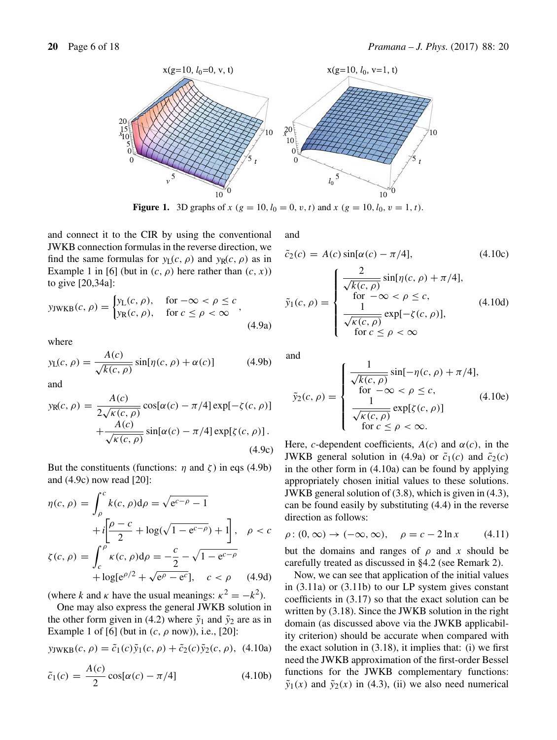**Figure 1.** 3D graphs of $x$ ($g = 10, l_0 = 0, v, t$) and $x$ ($g = 10, l_0, v = 1, t$).

and connect it to the CIR by using the conventional JWKB connection formulas in the reverse direction, we find the same formulas for $y_L(c, \rho)$ and $y_R(c, \rho)$ as in Example 1 in [6] (but in $(c, \rho)$ here rather than $(c, x)$) to give [20,34a]:

$$y_{\text{JWKB}}(c, \rho) = \begin{cases} y_L(c, \rho), & \text{for } -\infty < \rho \leq c \\ y_R(c, \rho), & \text{for } c \leq \rho < \infty \end{cases}, \tag{4.9a}$$

where

$$y_L(c, \rho) = \frac{A(c)}{\sqrt{k(c, \rho)}} \sin[\eta(c, \rho) + \alpha(c)] \tag{4.9b}$$

and

$$y_R(c, \rho) = \frac{A(c)}{2\sqrt{\kappa(c, \rho)}} \cos[\alpha(c) - \pi/4] \exp[-\zeta(c, \rho)] + \frac{A(c)}{\sqrt{\kappa(c, \rho)}} \sin[\alpha(c) - \pi/4] \exp[\zeta(c, \rho)] . \tag{4.9c}$$

But the constituents (functions: $\eta$ and $\zeta$) in eqs (4.9b) and (4.9c) now read [20]:

$$\eta(c, \rho) = \int_\rho^c k(c, \rho) \mathrm{d}\rho = \sqrt{\mathrm{e}^{c-\rho} - 1} + i\left[\frac{\rho - c}{2} + \log(\sqrt{1 - \mathrm{e}^{c-\rho}}) + 1\right], \quad \rho < c$$

$$\zeta(c, \rho) = \int_c^\rho \kappa(c, \rho) \mathrm{d}\rho = -\frac{c}{2} - \sqrt{1 - \mathrm{e}^{c-\rho}} + \log[\mathrm{e}^{\rho/2} + \sqrt{\mathrm{e}^\rho - \mathrm{e}^c}], \quad c < \rho \tag{4.9d}$$

(where $k$ and $\kappa$ have the usual meanings: $\kappa^2 = -k^2$).

One may also express the general JWKB solution in the other form given in (4.2) where $\tilde{y}_1$ and $\tilde{y}_2$ are as in Example 1 of [6] (but in $(c, \rho$ now)), i.e., [20]:

$$y_{\text{JWKB}}(c, \rho) = \tilde{c}_1(c)\tilde{y}_1(c, \rho) + \tilde{c}_2(c)\tilde{y}_2(c, \rho), \tag{4.10a}$$

$$\tilde{c}_1(c) = \frac{A(c)}{2} \cos[\alpha(c) - \pi/4] \tag{4.10b}$$

and

$$\tilde{c}_2(c) = A(c) \sin[\alpha(c) - \pi/4], \tag{4.10c}$$

$$\tilde{y}_1(c, \rho) = \begin{cases} \dfrac{2}{\sqrt{k(c, \rho)}} \sin[\eta(c, \rho) + \pi/4], \\ \quad \text{for } -\infty < \rho \leq c, \\ \dfrac{1}{\sqrt{\kappa(c, \rho)}} \exp[-\zeta(c, \rho)], \\ \quad \text{for } c \leq \rho < \infty \end{cases} \tag{4.10d}$$

and

$$\tilde{y}_2(c, \rho) = \begin{cases} \dfrac{1}{\sqrt{k(c, \rho)}} \sin[-\eta(c, \rho) + \pi/4], \\ \quad \text{for } -\infty < \rho \leq c, \\ \dfrac{1}{\sqrt{\kappa(c, \rho)}} \exp[\zeta(c, \rho)] \\ \quad \text{for } c \leq \rho < \infty. \end{cases} \tag{4.10e}$$

Here, $c$-dependent coefficients, $A(c)$ and $\alpha(c)$, in the JWKB general solution in (4.9a) or $\tilde{c}_1(c)$ and $\tilde{c}_2(c)$ in the other form in (4.10a) can be found by applying appropriately chosen initial values to these solutions. JWKB general solution of (3.8), which is given in (4.3), can be found easily by substituting (4.4) in the reverse direction as follows:

$$\rho : (0, \infty) \to (-\infty, \infty), \quad \rho = c - 2\ln x \tag{4.11}$$

but the domains and ranges of $\rho$ and $x$ should be carefully treated as discussed in §4.2 (see Remark 2).

Now, we can see that application of the initial values in (3.11a) or (3.11b) to our LP system gives constant coefficients in (3.17) so that the exact solution can be written by (3.18). Since the JWKB solution in the right domain (as discussed above via the JWKB applicability criterion) should be accurate when compared with the exact solution in (3.18), it implies that: (i) we first need the JWKB approximation of the first-order Bessel functions for the JWKB complementary functions: $\tilde{y}_1(x)$ and $\tilde{y}_2(x)$ in (4.3), (ii) we also need numerical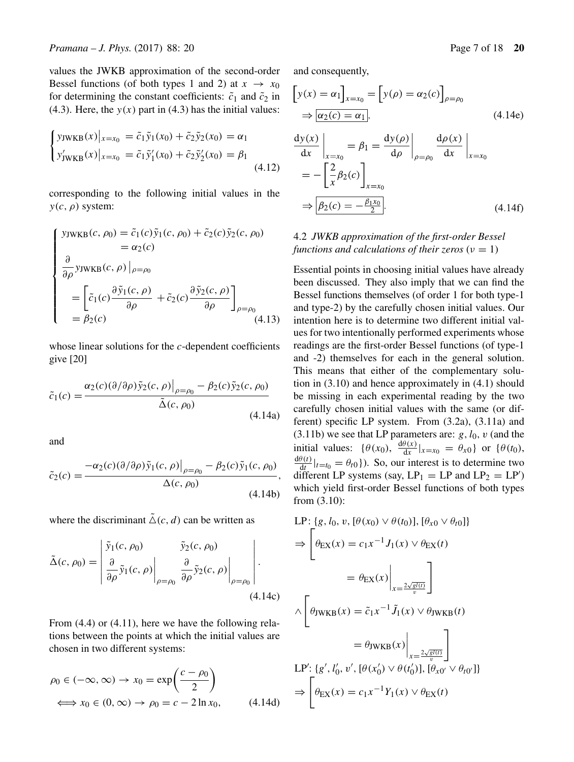values the JWKB approximation of the second-order Bessel functions (of both types 1 and 2) at $x \to x_0$ for determining the constant coefficients: $\tilde{c}_1$ and $\tilde{c}_2$ in (4.3). Here, the $y(x)$ part in (4.3) has the initial values:

$$\begin{cases} y_{\text{JWKB}}(x)\big|_{x=x_0} = \tilde{c}_1\tilde{y}_1(x_0) + \tilde{c}_2\tilde{y}_2(x_0) = \alpha_1 \\ y'_{\text{JWKB}}(x)\big|_{x=x_0} = \tilde{c}_1\tilde{y}'_1(x_0) + \tilde{c}_2\tilde{y}'_2(x_0) = \beta_1 \end{cases} \tag{4.12}$$

corresponding to the following initial values in the $y(c, \rho)$ system:

$$\begin{cases} y_{\text{JWKB}}(c, \rho_0) = \tilde{c}_1(c)\tilde{y}_1(c, \rho_0) + \tilde{c}_2(c)\tilde{y}_2(c, \rho_0) \\ \qquad\qquad = \alpha_2(c) \\ \dfrac{\partial}{\partial\rho} y_{\text{JWKB}}(c, \rho)\big|_{\rho=\rho_0} \\ \quad = \left[\tilde{c}_1(c)\dfrac{\partial \tilde{y}_1(c, \rho)}{\partial\rho} + \tilde{c}_2(c)\dfrac{\partial \tilde{y}_2(c, \rho)}{\partial\rho}\right]_{\rho=\rho_0} \\ \quad = \beta_2(c) \end{cases} \tag{4.13}$$

whose linear solutions for the $c$-dependent coefficients give [20]

$$\tilde{c}_1(c) = \frac{\alpha_2(c)(\partial/\partial\rho)\tilde{y}_2(c, \rho)\big|_{\rho=\rho_0} - \beta_2(c)\tilde{y}_2(c, \rho_0)}{\tilde{\Delta}(c, \rho_0)} \tag{4.14a}$$

and

$$\tilde{c}_2(c) = \frac{-\alpha_2(c)(\partial/\partial\rho)\tilde{y}_1(c, \rho)\big|_{\rho=\rho_0} - \beta_2(c)\tilde{y}_1(c, \rho_0)}{\Delta(c, \rho_0)}, \tag{4.14b}$$

where the discriminant $\tilde{\Delta}(c, d)$ can be written as

$$\tilde{\Delta}(c, \rho_0) = \begin{vmatrix} \tilde{y}_1(c, \rho_0) & \tilde{y}_2(c, \rho_0) \\ \dfrac{\partial}{\partial\rho}\tilde{y}_1(c, \rho)\bigg|_{\rho=\rho_0} & \dfrac{\partial}{\partial\rho}\tilde{y}_2(c, \rho)\bigg|_{\rho=\rho_0} \end{vmatrix}. \tag{4.14c}$$

From (4.4) or (4.11), here we have the following relations between the points at which the initial values are chosen in two different systems:

$$\rho_0 \in (-\infty, \infty) \to x_0 = \exp\left(\frac{c - \rho_0}{2}\right) \iff x_0 \in (0, \infty) \to \rho_0 = c - 2\ln x_0, \tag{4.14d}$$

and consequently,

$$\Big[y(x) = \alpha_1\Big]_{x=x_0} = \Big[y(\rho) = \alpha_2(c)\Big]_{\rho=\rho_0} \Rightarrow \boxed{\alpha_2(c) = \alpha_1}, \tag{4.14e}$$

$$\frac{\mathrm{d}y(x)}{\mathrm{d}x}\bigg|_{x=x_0} = \beta_1 = \frac{\mathrm{d}y(\rho)}{\mathrm{d}\rho}\bigg|_{\rho=\rho_0}\frac{\mathrm{d}\rho(x)}{\mathrm{d}x}\bigg|_{x=x_0} = -\left[\frac{2}{x}\beta_2(c)\right]_{x=x_0} \Rightarrow \boxed{\beta_2(c) = -\frac{\beta_1 x_0}{2}}. \tag{4.14f}$$

### 4.2 *JWKB approximation of the first-order Bessel functions and calculations of their zeros* ($\nu = 1$)

Essential points in choosing initial values have already been discussed. They also imply that we can find the Bessel functions themselves (of order 1 for both type-1 and type-2) by the carefully chosen initial values. Our intention here is to determine two different initial values for two intentionally performed experiments whose readings are the first-order Bessel functions (of type-1 and -2) themselves for each in the general solution. This means that either of the complementary solution in (3.10) and hence approximately in (4.1) should be missing in each experimental reading by the two carefully chosen initial values with the same (or different) specific LP system. From (3.2a), (3.11a) and (3.11b) we see that LP parameters are: $g$, $l_0$, $v$ (and the initial values: $\{\theta(x_0), \frac{\mathrm{d}\theta(x)}{\mathrm{d}x}|_{x=x_0} = \theta_{x0}\}$ or $\{\theta(t_0), \frac{\mathrm{d}\theta(t)}{\mathrm{d}t}|_{t=t_0} = \theta_{t0}\}$). So, our interest is to determine two different LP systems (say, $\text{LP}_1 = \text{LP}$ and $\text{LP}_2 = \text{LP}'$) which yield first-order Bessel functions of both types from (3.10):

$$\text{LP}: \{g, l_0, v, [\theta(x_0) \vee \theta(t_0)], [\theta_{x0} \vee \theta_{t0}]\}$$

$$\Rightarrow \left[\theta_{\text{EX}}(x) = c_1 x^{-1} J_1(x) \vee \theta_{\text{EX}}(t) = \theta_{\text{EX}}(x)\bigg|_{x=\frac{2\sqrt{gl(t)}}{v}}\right]$$

$$\wedge \left[\theta_{\text{JWKB}}(x) = \tilde{c}_1 x^{-1}\tilde{J}_1(x) \vee \theta_{\text{JWKB}}(t) = \theta_{\text{JWKB}}(x)\bigg|_{x=\frac{2\sqrt{gl(t)}}{v}}\right]$$

$$\text{LP}': \{g', l'_0, v', [\theta(x'_0) \vee \theta(t'_0)], [\theta_{x0'} \vee \theta_{t0'}]\}$$

$$\Rightarrow \left[\theta_{\text{EX}}(x) = c_1 x^{-1} Y_1(x) \vee \theta_{\text{EX}}(t)\right.$$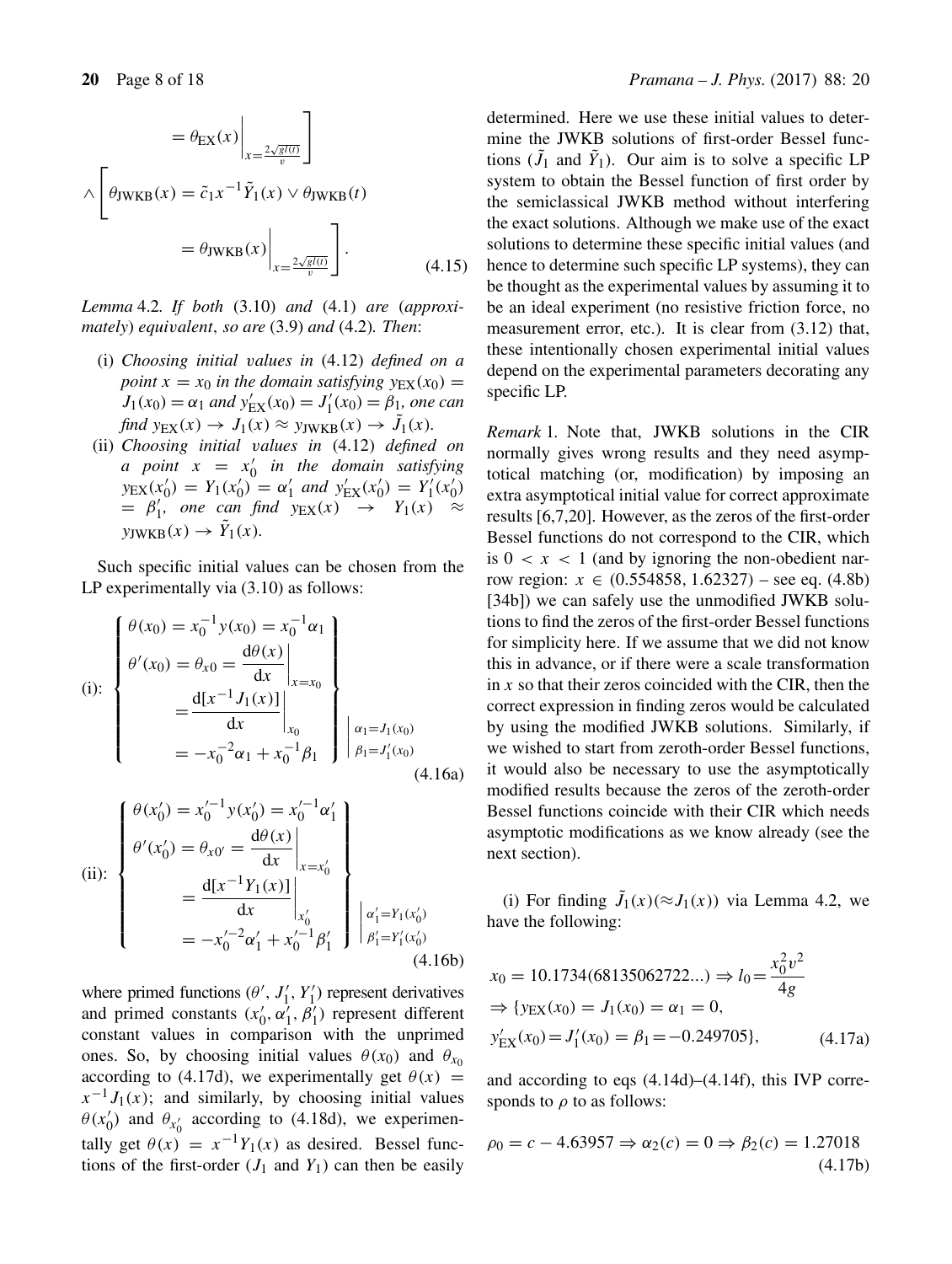$$= \theta_{\mathrm{EX}}(x)\Big|_{x=\frac{2\sqrt{gl(t)}}{v}}\Bigg]$$

$$\wedge\left[\theta_{\mathrm{JWKB}}(x) = \tilde{c}_1 x^{-1}\tilde{Y}_1(x) \vee \theta_{\mathrm{JWKB}}(t) = \theta_{\mathrm{JWKB}}(x)\Big|_{x=\frac{2\sqrt{gl(t)}}{v}}\right]. \tag{4.15}$$

*Lemma* 4.2. *If both* (3.10) *and* (4.1) *are* (*approximately*) *equivalent*, *so are* (3.9) *and* (4.2). *Then*:

- (i) *Choosing initial values in* (4.12) *defined on a point* $x = x_0$ *in the domain satisfying* $y_{\mathrm{EX}}(x_0) = J_1(x_0) = \alpha_1$ *and* $y'_{\mathrm{EX}}(x_0) = J'_1(x_0) = \beta_1$, *one can find* $y_{\mathrm{EX}}(x) \to J_1(x) \approx y_{\mathrm{JWKB}}(x) \to \tilde{J}_1(x)$.
- (ii) *Choosing initial values in* (4.12) *defined on a point* $x = x'_0$ *in the domain satisfying* $y_{\mathrm{EX}}(x'_0) = Y_1(x'_0) = \alpha'_1$ *and* $y'_{\mathrm{EX}}(x'_0) = Y'_1(x'_0) = \beta'_1$, *one can find* $y_{\mathrm{EX}}(x) \to Y_1(x) \approx y_{\mathrm{JWKB}}(x) \to \tilde{Y}_1(x)$.

Such specific initial values can be chosen from the LP experimentally via (3.10) as follows:

$$\text{(i):}\quad \left\{\begin{aligned} \theta(x_0) &= x_0^{-1}y(x_0) = x_0^{-1}\alpha_1 \\ \theta'(x_0) &= \theta_{x0} = \frac{\mathrm{d}\theta(x)}{\mathrm{d}x}\bigg|_{x=x_0} \\ &= \frac{\mathrm{d}[x^{-1}J_1(x)]}{\mathrm{d}x}\bigg|_{x_0} \\ &= -x_0^{-2}\alpha_1 + x_0^{-1}\beta_1 \end{aligned}\right\}\Bigg|_{\substack{\alpha_1 = J_1(x_0)\\ \beta_1 = J'_1(x_0)}} \tag{4.16a}$$

$$\text{(ii):}\quad \left\{\begin{aligned} \theta(x'_0) &= x_0'^{-1}y(x'_0) = x_0'^{-1}\alpha'_1 \\ \theta'(x'_0) &= \theta_{x0'} = \frac{\mathrm{d}\theta(x)}{\mathrm{d}x}\bigg|_{x=x'_0} \\ &= \frac{\mathrm{d}[x^{-1}Y_1(x)]}{\mathrm{d}x}\bigg|_{x'_0} \\ &= -x_0'^{-2}\alpha'_1 + x_0'^{-1}\beta'_1 \end{aligned}\right\}\Bigg|_{\substack{\alpha'_1 = Y_1(x'_0)\\ \beta'_1 = Y'_1(x'_0)}} \tag{4.16b}$$

where primed functions ($\theta'$, $J'_1$, $Y'_1$) represent derivatives and primed constants ($x'_0, \alpha'_1, \beta'_1$) represent different constant values in comparison with the unprimed ones. So, by choosing initial values $\theta(x_0)$ and $\theta_{x_0}$ according to (4.17d), we experimentally get $\theta(x) = x^{-1}J_1(x)$; and similarly, by choosing initial values $\theta(x'_0)$ and $\theta_{x'_0}$ according to (4.18d), we experimentally get $\theta(x) = x^{-1}Y_1(x)$ as desired. Bessel functions of the first-order ($J_1$ and $Y_1$) can then be easily determined. Here we use these initial values to determine the JWKB solutions of first-order Bessel functions ($\tilde{J}_1$ and $\tilde{Y}_1$). Our aim is to solve a specific LP system to obtain the Bessel function of first order by the semiclassical JWKB method without interfering the exact solutions. Although we make use of the exact solutions to determine these specific initial values (and hence to determine such specific LP systems), they can be thought as the experimental values by assuming it to be an ideal experiment (no resistive friction force, no measurement error, etc.). It is clear from (3.12) that, these intentionally chosen experimental initial values depend on the experimental parameters decorating any specific LP.

*Remark* 1. Note that, JWKB solutions in the CIR normally gives wrong results and they need asymptotical matching (or, modification) by imposing an extra asymptotical initial value for correct approximate results [6,7,20]. However, as the zeros of the first-order Bessel functions do not correspond to the CIR, which is $0 < x < 1$ (and by ignoring the non-obedient narrow region: $x \in (0.554858, 1.62327)$ – see eq. (4.8b) [34b]) we can safely use the unmodified JWKB solutions to find the zeros of the first-order Bessel functions for simplicity here. If we assume that we did not know this in advance, or if there were a scale transformation in $x$ so that their zeros coincided with the CIR, then the correct expression in finding zeros would be calculated by using the modified JWKB solutions. Similarly, if we wished to start from zeroth-order Bessel functions, it would also be necessary to use the asymptotically modified results because the zeros of the zeroth-order Bessel functions coincide with their CIR which needs asymptotic modifications as we know already (see the next section).

(i) For finding $\tilde{J}_1(x)(\approx J_1(x))$ via Lemma 4.2, we have the following:

$$\begin{aligned} &x_0 = 10.1734(68135062722\ldots) \Rightarrow l_0 = \frac{x_0^2 v^2}{4g} \\ &\Rightarrow \{y_{\mathrm{EX}}(x_0) = J_1(x_0) = \alpha_1 = 0, \\ &y'_{\mathrm{EX}}(x_0) = J'_1(x_0) = \beta_1 = -0.249705\}, \end{aligned} \tag{4.17a}$$

and according to eqs (4.14d)–(4.14f), this IVP corresponds to $\rho$ to as follows:

$$\rho_0 = c - 4.63957 \Rightarrow \alpha_2(c) = 0 \Rightarrow \beta_2(c) = 1.27018 \tag{4.17b}$$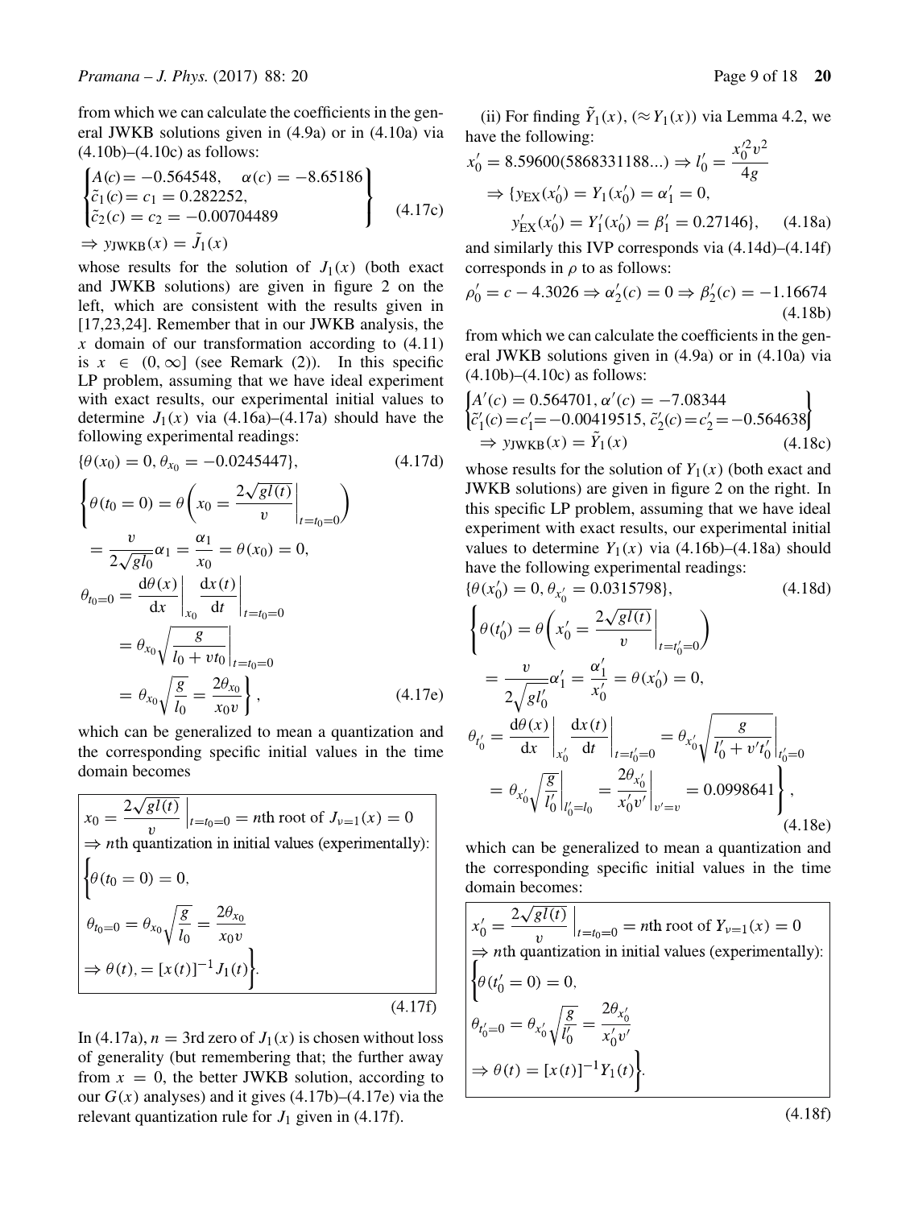from which we can calculate the coefficients in the general JWKB solutions given in (4.9a) or in (4.10a) via (4.10b)–(4.10c) as follows:

$$\left.\begin{cases} A(c) = -0.564548, \quad \alpha(c) = -8.65186 \\ \tilde{c}_1(c) = c_1 = 0.282252, \\ \tilde{c}_2(c) = c_2 = -0.00704489 \end{cases}\right\} \tag{4.17c}$$

$$\Rightarrow y_{\text{JWKB}}(x) = \tilde{J}_1(x)$$

whose results for the solution of $J_1(x)$ (both exact and JWKB solutions) are given in figure 2 on the left, which are consistent with the results given in [17,23,24]. Remember that in our JWKB analysis, the $x$ domain of our transformation according to (4.11) is $x \in (0, \infty]$ (see Remark (2)). In this specific LP problem, assuming that we have ideal experiment with exact results, our experimental initial values to determine $J_1(x)$ via (4.16a)–(4.17a) should have the following experimental readings:

$$\{\theta(x_0) = 0, \theta_{x_0} = -0.0245447\}, \tag{4.17d}$$

$$\left\{\begin{aligned} &\theta(t_0 = 0) = \theta\left(x_0 = \frac{2\sqrt{gl(t)}}{v}\bigg|_{t=t_0=0}\right) \\ &= \frac{v}{2\sqrt{gl_0}}\alpha_1 = \frac{\alpha_1}{x_0} = \theta(x_0) = 0, \\ &\theta_{t_0=0} = \frac{\mathrm{d}\theta(x)}{\mathrm{d}x}\bigg|_{x_0} \frac{\mathrm{d}x(t)}{\mathrm{d}t}\bigg|_{t=t_0=0} \\ &= \theta_{x_0}\sqrt{\frac{g}{l_0 + vt_0}}\bigg|_{t=t_0=0} \\ &= \theta_{x_0}\sqrt{\frac{g}{l_0}} = \frac{2\theta_{x_0}}{x_0 v} \end{aligned}\right\}, \tag{4.17e}$$

which can be generalized to mean a quantization and the corresponding specific initial values in the time domain becomes

$$\boxed{\begin{aligned} &x_0 = \frac{2\sqrt{gl(t)}}{v}\bigg|_{t=t_0=0} = n\text{th root of } J_{\nu=1}(x) = 0 \\ &\Rightarrow n\text{th quantization in initial values (experimentally):} \\ &\left\{\begin{aligned} &\theta(t_0 = 0) = 0, \\ &\theta_{t_0=0} = \theta_{x_0}\sqrt{\frac{g}{l_0}} = \frac{2\theta_{x_0}}{x_0 v} \\ &\Rightarrow \theta(t), = [x(t)]^{-1} J_1(t) \end{aligned}\right\}. \end{aligned}} \tag{4.17f}$$

In (4.17a), $n = 3$rd zero of $J_1(x)$ is chosen without loss of generality (but remembering that; the further away from $x = 0$, the better JWKB solution, according to our $G(x)$ analyses) and it gives (4.17b)–(4.17e) via the relevant quantization rule for $J_1$ given in (4.17f).

(ii) For finding $\tilde{Y}_1(x)$, $(\approx Y_1(x))$ via Lemma 4.2, we have the following:

$$\begin{aligned} &x_0' = 8.59600(5868331188...) \Rightarrow l_0' = \frac{x_0'^2 v^2}{4g} \\ &\Rightarrow \{y_{\text{EX}}(x_0') = Y_1(x_0') = \alpha_1' = 0, \\ &\quad y_{\text{EX}}'(x_0') = Y_1'(x_0') = \beta_1' = 0.27146\}, \end{aligned} \tag{4.18a}$$

and similarly this IVP corresponds via (4.14d)–(4.14f) corresponds in $\rho$ to as follows:

$$\rho_0' = c - 4.3026 \Rightarrow \alpha_2'(c) = 0 \Rightarrow \beta_2'(c) = -1.16674 \tag{4.18b}$$

from which we can calculate the coefficients in the general JWKB solutions given in (4.9a) or in (4.10a) via (4.10b)–(4.10c) as follows:

$$\left.\begin{cases} A'(c) = 0.564701, \alpha'(c) = -7.08344 \\ \tilde{c}_1'(c) = c_1' = -0.00419515, \tilde{c}_2'(c) = c_2' = -0.564638 \end{cases}\right\}$$

$$\Rightarrow y_{\text{JWKB}}(x) = \tilde{Y}_1(x) \tag{4.18c}$$

whose results for the solution of $Y_1(x)$ (both exact and JWKB solutions) are given in figure 2 on the right. In this specific LP problem, assuming that we have ideal experiment with exact results, our experimental initial values to determine $Y_1(x)$ via (4.16b)–(4.18a) should have the following experimental readings:

$$\{\theta(x_0') = 0, \theta_{x_0'} = 0.0315798\}, \tag{4.18d}$$

$$\left\{\begin{aligned} &\theta(t_0') = \theta\left(x_0' = \frac{2\sqrt{gl(t)}}{v}\bigg|_{t=t_0'=0}\right) \\ &= \frac{v}{2\sqrt{gl_0'}}\alpha_1' = \frac{\alpha_1'}{x_0'} = \theta(x_0') = 0, \\ &\theta_{t_0'} = \frac{\mathrm{d}\theta(x)}{\mathrm{d}x}\bigg|_{x_0'} \frac{\mathrm{d}x(t)}{\mathrm{d}t}\bigg|_{t=t_0'=0} = \theta_{x_0'}\sqrt{\frac{g}{l_0' + v't_0'}}\bigg|_{t_0'=0} \\ &= \theta_{x_0'}\sqrt{\frac{g}{l_0'}}\bigg|_{l_0'=l_0} = \frac{2\theta_{x_0'}}{x_0' v'}\bigg|_{v'=v} = 0.0998641 \end{aligned}\right\}, \tag{4.18e}$$

which can be generalized to mean a quantization and the corresponding specific initial values in the time domain becomes:

$$\boxed{\begin{aligned} &x_0' = \frac{2\sqrt{gl(t)}}{v}\bigg|_{t=t_0=0} = n\text{th root of } Y_{\nu=1}(x) = 0 \\ &\Rightarrow n\text{th quantization in initial values (experimentally):} \\ &\left\{\begin{aligned} &\theta(t_0' = 0) = 0, \\ &\theta_{t_0'=0} = \theta_{x_0'}\sqrt{\frac{g}{l_0'}} = \frac{2\theta_{x_0'}}{x_0' v'} \\ &\Rightarrow \theta(t) = [x(t)]^{-1} Y_1(t) \end{aligned}\right\}. \end{aligned}} \tag{4.18f}$$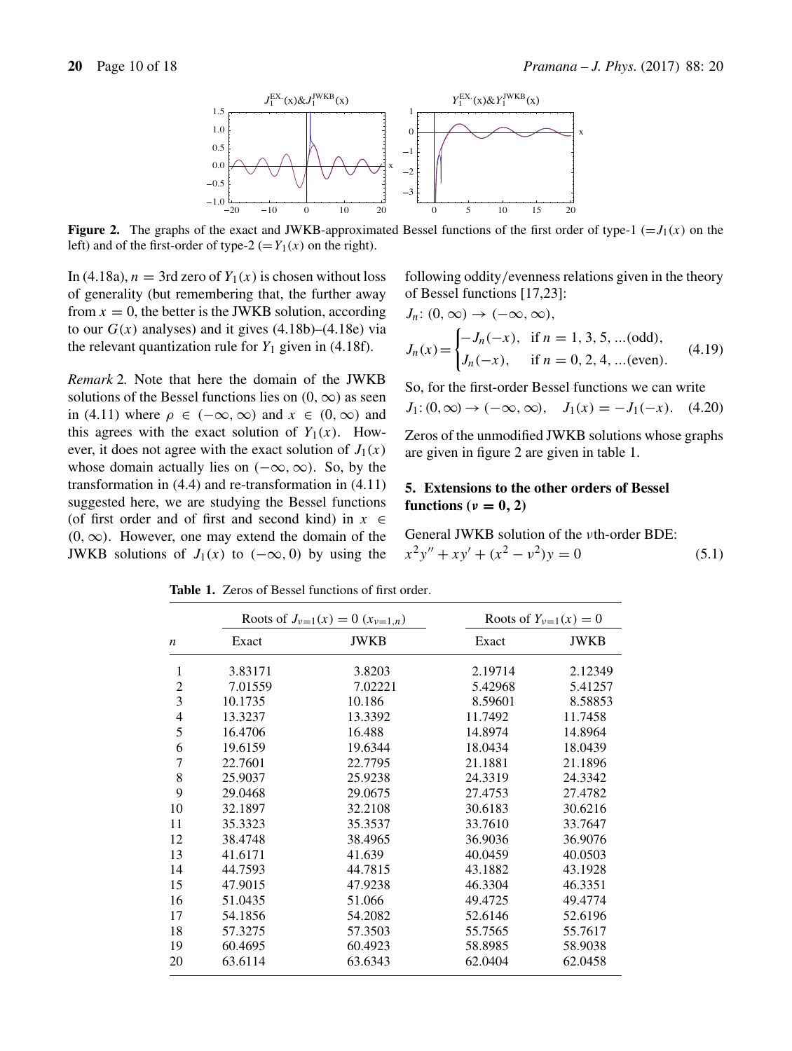**Figure 2.** The graphs of the exact and JWKB-approximated Bessel functions of the first order of type-1 ($=J_1(x)$ on the left) and of the first-order of type-2 ($=Y_1(x)$ on the right).

In (4.18a), $n =$ 3rd zero of $Y_1(x)$ is chosen without loss of generality (but remembering that, the further away from $x = 0$, the better is the JWKB solution, according to our $G(x)$ analyses) and it gives (4.18b)–(4.18e) via the relevant quantization rule for $Y_1$ given in (4.18f).

*Remark* 2. Note that here the domain of the JWKB solutions of the Bessel functions lies on $(0, \infty)$ as seen in (4.11) where $\rho \in (-\infty, \infty)$ and $x \in (0, \infty)$ and this agrees with the exact solution of $Y_1(x)$. However, it does not agree with the exact solution of $J_1(x)$ whose domain actually lies on $(-\infty, \infty)$. So, by the transformation in (4.4) and re-transformation in (4.11) suggested here, we are studying the Bessel functions (of first order and of first and second kind) in $x \in (0, \infty)$. However, one may extend the domain of the JWKB solutions of $J_1(x)$ to $(-\infty, 0)$ by using the following oddity/evenness relations given in the theory of Bessel functions [17,23]:

$$J_n\colon (0, \infty) \to (-\infty, \infty),$$

$$J_n(x) = \begin{cases} -J_n(-x), & \text{if } n = 1, 3, 5, \ldots\text{(odd)}, \\ J_n(-x), & \text{if } n = 0, 2, 4, \ldots\text{(even)}. \end{cases} \quad (4.19)$$

So, for the first-order Bessel functions we can write

$$J_1\colon (0, \infty) \to (-\infty, \infty), \quad J_1(x) = -J_1(-x). \quad (4.20)$$

Zeros of the unmodified JWKB solutions whose graphs are given in figure 2 are given in table 1.

## 5. Extensions to the other orders of Bessel functions ($\nu = 0, 2$)

General JWKB solution of the $\nu$th-order BDE:

$$x^2 y'' + x y' + (x^2 - \nu^2) y = 0 \quad (5.1)$$

**Table 1.** Zeros of Bessel functions of first order.

| | Roots of $J_{\nu=1}(x) = 0$ ($x_{\nu=1,n}$) | | Roots of $Y_{\nu=1}(x) = 0$ | |
|---|---|---|---|---|
| $n$ | Exact | JWKB | Exact | JWKB |
| 1 | 3.83171 | 3.8203 | 2.19714 | 2.12349 |
| 2 | 7.01559 | 7.02221 | 5.42968 | 5.41257 |
| 3 | 10.1735 | 10.186 | 8.59601 | 8.58853 |
| 4 | 13.3237 | 13.3392 | 11.7492 | 11.7458 |
| 5 | 16.4706 | 16.488 | 14.8974 | 14.8964 |
| 6 | 19.6159 | 19.6344 | 18.0434 | 18.0439 |
| 7 | 22.7601 | 22.7795 | 21.1881 | 21.1896 |
| 8 | 25.9037 | 25.9238 | 24.3319 | 24.3342 |
| 9 | 29.0468 | 29.0675 | 27.4753 | 27.4782 |
| 10 | 32.1897 | 32.2108 | 30.6183 | 30.6216 |
| 11 | 35.3323 | 35.3537 | 33.7610 | 33.7647 |
| 12 | 38.4748 | 38.4965 | 36.9036 | 36.9076 |
| 13 | 41.6171 | 41.639 | 40.0459 | 40.0503 |
| 14 | 44.7593 | 44.7815 | 43.1882 | 43.1928 |
| 15 | 47.9015 | 47.9238 | 46.3304 | 46.3351 |
| 16 | 51.0435 | 51.066 | 49.4725 | 49.4774 |
| 17 | 54.1856 | 54.2082 | 52.6146 | 52.6196 |
| 18 | 57.3275 | 57.3503 | 55.7565 | 55.7617 |
| 19 | 60.4695 | 60.4923 | 58.8985 | 58.9038 |
| 20 | 63.6114 | 63.6343 | 62.0404 | 62.0458 |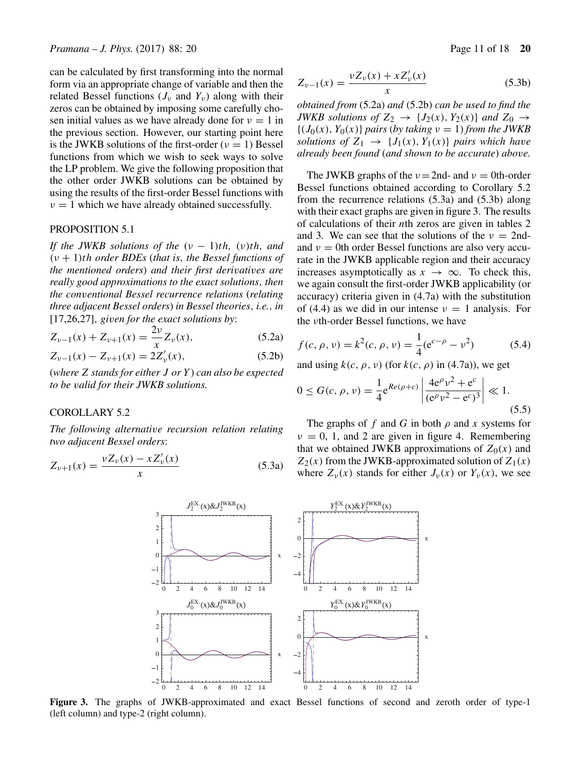can be calculated by first transforming into the normal form via an appropriate change of variable and then the related Bessel functions ($J_\nu$ and $Y_\nu$) along with their zeros can be obtained by imposing some carefully chosen initial values as we have already done for $\nu = 1$ in the previous section. However, our starting point here is the JWKB solutions of the first-order ($\nu = 1$) Bessel functions from which we wish to seek ways to solve the LP problem. We give the following proposition that the other order JWKB solutions can be obtained by using the results of the first-order Bessel functions with $\nu = 1$ which we have already obtained successfully.

PROPOSITION 5.1

*If the JWKB solutions of the $(\nu - 1)th$, $(\nu)th$, and $(\nu + 1)th$ order BDEs (that is, the Bessel functions of the mentioned orders) and their first derivatives are really good approximations to the exact solutions, then the conventional Bessel recurrence relations (relating three adjacent Bessel orders) in Bessel theories, i.e., in [17,26,27], given for the exact solutions by*:

$$Z_{\nu-1}(x) + Z_{\nu+1}(x) = \frac{2\nu}{x} Z_\nu(x), \tag{5.2a}$$

$$Z_{\nu-1}(x) - Z_{\nu+1}(x) = 2Z'_\nu(x), \tag{5.2b}$$

*(where $Z$ stands for either $J$ or $Y$) can also be expected to be valid for their JWKB solutions.*

COROLLARY 5.2

*The following alternative recursion relation relating two adjacent Bessel orders*:

$$Z_{\nu+1}(x) = \frac{\nu Z_\nu(x) - x Z'_\nu(x)}{x} \tag{5.3a}$$

$$Z_{\nu-1}(x) = \frac{\nu Z_\nu(x) + x Z'_\nu(x)}{x} \tag{5.3b}$$

*obtained from* (5.2a) *and* (5.2b) *can be used to find the JWKB solutions of $Z_2 \rightarrow \{J_2(x), Y_2(x)\}$ and $Z_0 \rightarrow \{(J_0(x), Y_0(x)\}$ pairs (by taking $\nu = 1$) from the JWKB solutions of $Z_1 \rightarrow \{J_1(x), Y_1(x)\}$ pairs which have already been found (and shown to be accurate) above.*

The JWKB graphs of the $\nu = 2$nd- and $\nu = 0$th-order Bessel functions obtained according to Corollary 5.2 from the recurrence relations (5.3a) and (5.3b) along with their exact graphs are given in figure 3. The results of calculations of their $n$th zeros are given in tables 2 and 3. We can see that the solutions of the $\nu = 2$nd- and $\nu = 0$th order Bessel functions are also very accurate in the JWKB applicable region and their accuracy increases asymptotically as $x \rightarrow \infty$. To check this, we again consult the first-order JWKB applicability (or accuracy) criteria given in (4.7a) with the substitution of (4.4) as we did in our intense $\nu = 1$ analysis. For the $\nu$th-order Bessel functions, we have

$$f(c, \rho, \nu) = k^2(c, \rho, \nu) = \frac{1}{4}(\mathrm{e}^{c-\rho} - \nu^2) \tag{5.4}$$

and using $k(c, \rho, \nu)$ (for $k(c, \rho)$ in (4.7a)), we get

$$0 \leq G(c, \rho, \nu) = \frac{1}{4}\mathrm{e}^{Re(\rho+c)} \left| \frac{4\mathrm{e}^{\rho}\nu^2 + \mathrm{e}^{c}}{(\mathrm{e}^{\rho}\nu^2 - \mathrm{e}^{c})^3} \right| \ll 1. \tag{5.5}$$

The graphs of $f$ and $G$ in both $\rho$ and $x$ systems for $\nu = 0$, 1, and 2 are given in figure 4. Remembering that we obtained JWKB approximations of $Z_0(x)$ and $Z_2(x)$ from the JWKB-approximated solution of $Z_1(x)$ where $Z_\nu(x)$ stands for either $J_\nu(x)$ or $Y_\nu(x)$, we see

**Figure 3.** The graphs of JWKB-approximated and exact Bessel functions of second and zeroth order of type-1 (left column) and type-2 (right column).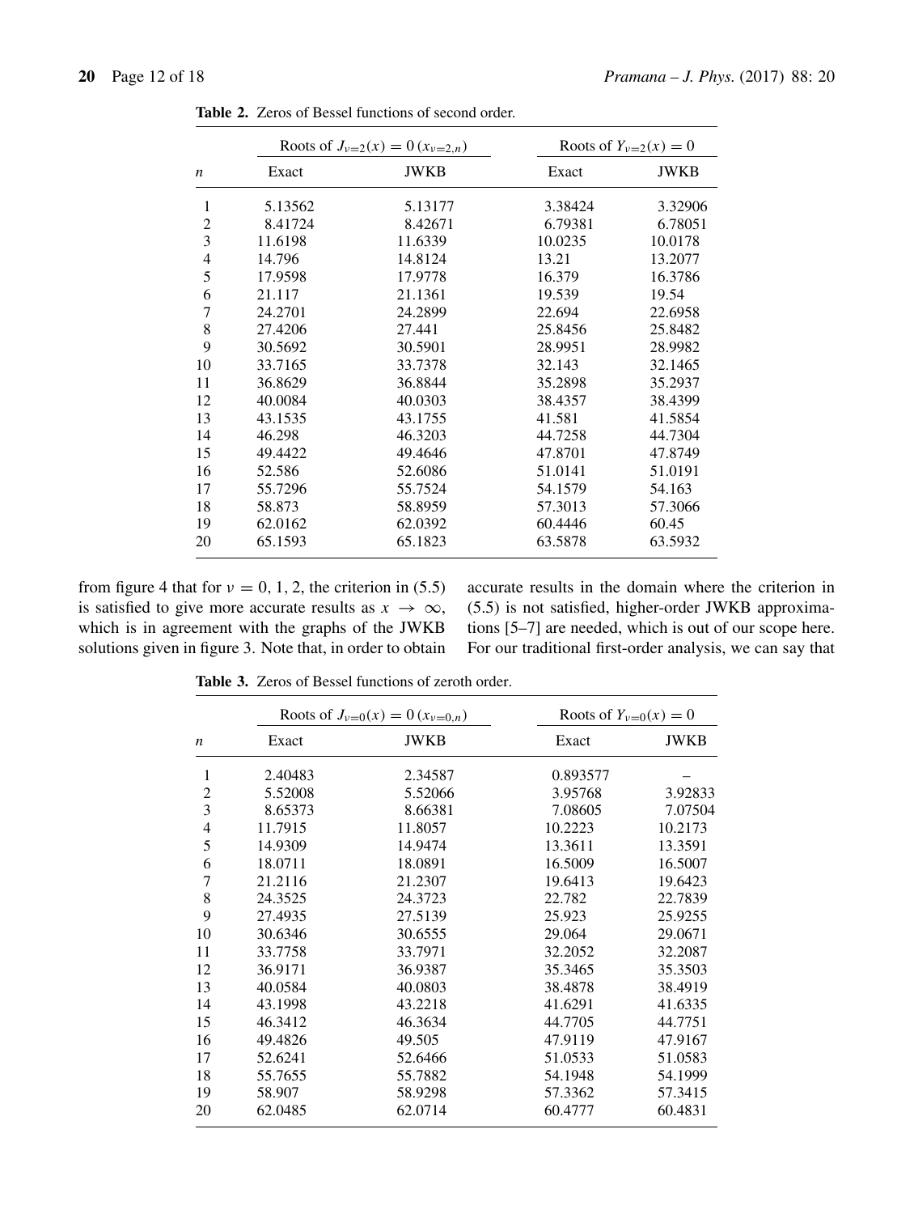**Table 2.** Zeros of Bessel functions of second order.

| | Roots of $J_{\nu=2}(x) = 0\,(x_{\nu=2,n})$ | | Roots of $Y_{\nu=2}(x) = 0$ | |
|---|---|---|---|---|
| $n$ | Exact | JWKB | Exact | JWKB |
| 1 | 5.13562 | 5.13177 | 3.38424 | 3.32906 |
| 2 | 8.41724 | 8.42671 | 6.79381 | 6.78051 |
| 3 | 11.6198 | 11.6339 | 10.0235 | 10.0178 |
| 4 | 14.796 | 14.8124 | 13.21 | 13.2077 |
| 5 | 17.9598 | 17.9778 | 16.379 | 16.3786 |
| 6 | 21.117 | 21.1361 | 19.539 | 19.54 |
| 7 | 24.2701 | 24.2899 | 22.694 | 22.6958 |
| 8 | 27.4206 | 27.441 | 25.8456 | 25.8482 |
| 9 | 30.5692 | 30.5901 | 28.9951 | 28.9982 |
| 10 | 33.7165 | 33.7378 | 32.143 | 32.1465 |
| 11 | 36.8629 | 36.8844 | 35.2898 | 35.2937 |
| 12 | 40.0084 | 40.0303 | 38.4357 | 38.4399 |
| 13 | 43.1535 | 43.1755 | 41.581 | 41.5854 |
| 14 | 46.298 | 46.3203 | 44.7258 | 44.7304 |
| 15 | 49.4422 | 49.4646 | 47.8701 | 47.8749 |
| 16 | 52.586 | 52.6086 | 51.0141 | 51.0191 |
| 17 | 55.7296 | 55.7524 | 54.1579 | 54.163 |
| 18 | 58.873 | 58.8959 | 57.3013 | 57.3066 |
| 19 | 62.0162 | 62.0392 | 60.4446 | 60.45 |
| 20 | 65.1593 | 65.1823 | 63.5878 | 63.5932 |

from figure 4 that for $\nu = 0, 1, 2$, the criterion in (5.5) is satisfied to give more accurate results as $x \to \infty$, which is in agreement with the graphs of the JWKB solutions given in figure 3. Note that, in order to obtain accurate results in the domain where the criterion in (5.5) is not satisfied, higher-order JWKB approximations [5–7] are needed, which is out of our scope here. For our traditional first-order analysis, we can say that

**Table 3.** Zeros of Bessel functions of zeroth order.

| | Roots of $J_{\nu=0}(x) = 0\,(x_{\nu=0,n})$ | | Roots of $Y_{\nu=0}(x) = 0$ | |
|---|---|---|---|---|
| $n$ | Exact | JWKB | Exact | JWKB |
| 1 | 2.40483 | 2.34587 | 0.893577 | – |
| 2 | 5.52008 | 5.52066 | 3.95768 | 3.92833 |
| 3 | 8.65373 | 8.66381 | 7.08605 | 7.07504 |
| 4 | 11.7915 | 11.8057 | 10.2223 | 10.2173 |
| 5 | 14.9309 | 14.9474 | 13.3611 | 13.3591 |
| 6 | 18.0711 | 18.0891 | 16.5009 | 16.5007 |
| 7 | 21.2116 | 21.2307 | 19.6413 | 19.6423 |
| 8 | 24.3525 | 24.3723 | 22.782 | 22.7839 |
| 9 | 27.4935 | 27.5139 | 25.923 | 25.9255 |
| 10 | 30.6346 | 30.6555 | 29.064 | 29.0671 |
| 11 | 33.7758 | 33.7971 | 32.2052 | 32.2087 |
| 12 | 36.9171 | 36.9387 | 35.3465 | 35.3503 |
| 13 | 40.0584 | 40.0803 | 38.4878 | 38.4919 |
| 14 | 43.1998 | 43.2218 | 41.6291 | 41.6335 |
| 15 | 46.3412 | 46.3634 | 44.7705 | 44.7751 |
| 16 | 49.4826 | 49.505 | 47.9119 | 47.9167 |
| 17 | 52.6241 | 52.6466 | 51.0533 | 51.0583 |
| 18 | 55.7655 | 55.7882 | 54.1948 | 54.1999 |
| 19 | 58.907 | 58.9298 | 57.3362 | 57.3415 |
| 20 | 62.0485 | 62.0714 | 60.4777 | 60.4831 |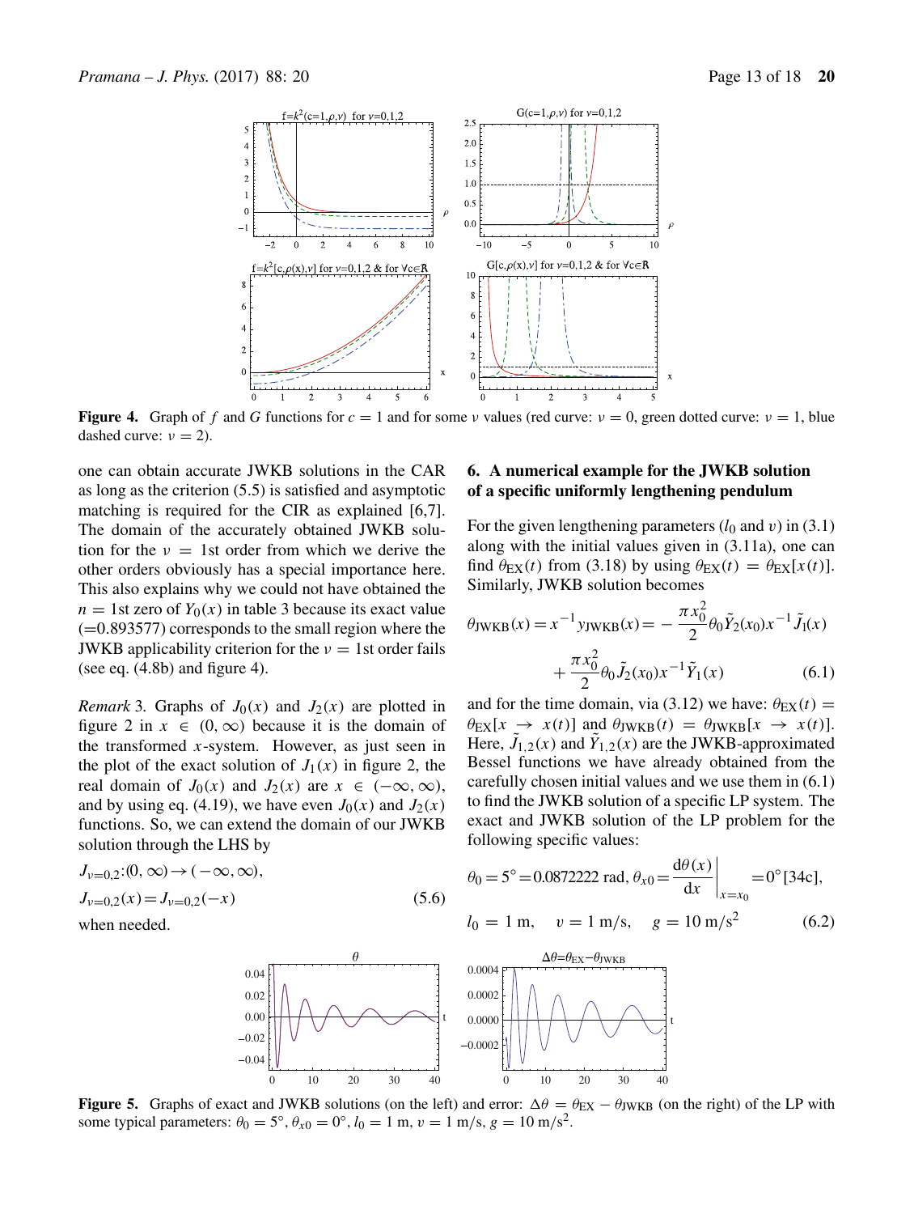Figure 4. Graph of $f$ and $G$ functions for $c = 1$ and for some $\nu$ values (red curve: $\nu = 0$, green dotted curve: $\nu = 1$, blue dashed curve: $\nu = 2$).

one can obtain accurate JWKB solutions in the CAR as long as the criterion (5.5) is satisfied and asymptotic matching is required for the CIR as explained [6,7]. The domain of the accurately obtained JWKB solution for the $\nu = 1$st order from which we derive the other orders obviously has a special importance here. This also explains why we could not have obtained the $n = 1$st zero of $Y_0(x)$ in table 3 because its exact value ($=0.893577$) corresponds to the small region where the JWKB applicability criterion for the $\nu = 1$st order fails (see eq. (4.8b) and figure 4).

*Remark* 3. Graphs of $J_0(x)$ and $J_2(x)$ are plotted in figure 2 in $x \in (0, \infty)$ because it is the domain of the transformed $x$-system. However, as just seen in the plot of the exact solution of $J_1(x)$ in figure 2, the real domain of $J_0(x)$ and $J_2(x)$ are $x \in (-\infty, \infty)$, and by using eq. (4.19), we have even $J_0(x)$ and $J_2(x)$ functions. So, we can extend the domain of our JWKB solution through the LHS by

$$
\begin{aligned}
&J_{\nu=0,2}:(0,\infty) \rightarrow (-\infty,\infty),\\
&J_{\nu=0,2}(x) = J_{\nu=0,2}(-x) \qquad (5.6)
\end{aligned}
$$

when needed.

## 6. A numerical example for the JWKB solution of a specific uniformly lengthening pendulum

For the given lengthening parameters ($l_0$ and $v$) in (3.1) along with the initial values given in (3.11a), one can find $\theta_{\mathrm{EX}}(t)$ from (3.18) by using $\theta_{\mathrm{EX}}(t) = \theta_{\mathrm{EX}}[x(t)]$. Similarly, JWKB solution becomes

$$
\theta_{\mathrm{JWKB}}(x) = x^{-1} y_{\mathrm{JWKB}}(x) = -\frac{\pi x_0^2}{2}\theta_0 \tilde{Y}_2(x_0) x^{-1} \tilde{J}_1(x) + \frac{\pi x_0^2}{2}\theta_0 \tilde{J}_2(x_0) x^{-1} \tilde{Y}_1(x) \qquad (6.1)
$$

and for the time domain, via (3.12) we have: $\theta_{\mathrm{EX}}(t) = \theta_{\mathrm{EX}}[x \rightarrow x(t)]$ and $\theta_{\mathrm{JWKB}}(t) = \theta_{\mathrm{JWKB}}[x \rightarrow x(t)]$. Here, $\tilde{J}_{1,2}(x)$ and $\tilde{Y}_{1,2}(x)$ are the JWKB-approximated Bessel functions we have already obtained from the carefully chosen initial values and we use them in (6.1) to find the JWKB solution of a specific LP system. The exact and JWKB solution of the LP problem for the following specific values:

$$
\begin{aligned}
&\theta_0 = 5^\circ = 0.0872222 \text{ rad},\ \theta_{x0} = \left.\frac{\mathrm{d}\theta(x)}{\mathrm{d}x}\right|_{x=x_0} = 0^\circ \,[34c],\\
&l_0 = 1 \text{ m}, \quad v = 1 \text{ m/s}, \quad g = 10 \text{ m/s}^2 \qquad (6.2)
\end{aligned}
$$

Figure 5. Graphs of exact and JWKB solutions (on the left) and error: $\Delta\theta = \theta_{\mathrm{EX}} - \theta_{\mathrm{JWKB}}$ (on the right) of the LP with some typical parameters: $\theta_0 = 5^\circ$, $\theta_{x0} = 0^\circ$, $l_0 = 1$ m, $v = 1$ m/s, $g = 10$ m/s$^2$.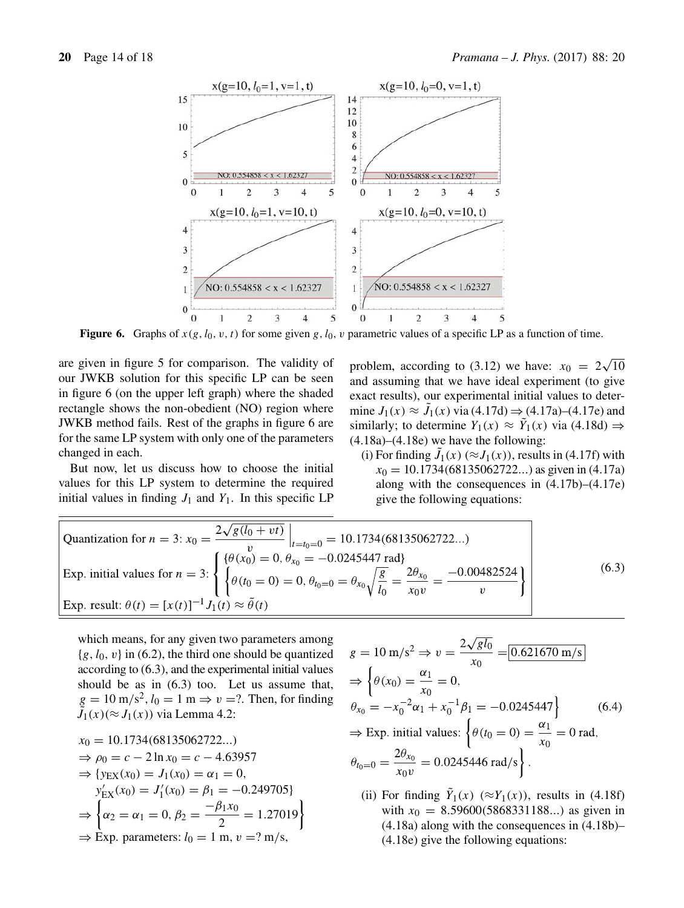Figure 6. Graphs of $x(g, l_0, v, t)$ for some given $g, l_0, v$ parametric values of a specific LP as a function of time.

are given in figure 5 for comparison. The validity of our JWKB solution for this specific LP can be seen in figure 6 (on the upper left graph) where the shaded rectangle shows the non-obedient (NO) region where JWKB method fails. Rest of the graphs in figure 6 are for the same LP system with only one of the parameters changed in each.

But now, let us discuss how to choose the initial values for this LP system to determine the required initial values in finding $J_1$ and $Y_1$. In this specific LP problem, according to (3.12) we have: $x_0 = 2\sqrt{10}$ and assuming that we have ideal experiment (to give exact results), our experimental initial values to determine $J_1(x) \approx \tilde{J}_1(x)$ via (4.17d) $\Rightarrow$ (4.17a)–(4.17e) and similarly; to determine $Y_1(x) \approx \tilde{Y}_1(x)$ via (4.18d) $\Rightarrow$ (4.18a)–(4.18e) we have the following:

(i) For finding $\tilde{J}_1(x)$ ($\approx J_1(x)$), results in (4.17f) with $x_0 = 10.1734(68135062722\ldots)$ as given in (4.17a) along with the consequences in (4.17b)–(4.17e) give the following equations:

$$
\begin{aligned}
&\text{Quantization for } n = 3\text{: } x_0 = \frac{2\sqrt{g(l_0 + vt)}}{v}\Big|_{t=t_0=0} = 10.1734(68135062722\ldots)\\
&\text{Exp. initial values for } n = 3\text{: } \begin{cases} \{\theta(x_0) = 0,\ \theta_{x_0} = -0.0245447 \text{ rad}\} \\ \left\{\theta(t_0 = 0) = 0,\ \theta_{t_0=0} = \theta_{x_0}\sqrt{\dfrac{g}{l_0}} = \dfrac{2\theta_{x_0}}{x_0 v} = \dfrac{-0.00482524}{v}\right\} \end{cases}\\
&\text{Exp. result: } \theta(t) = [x(t)]^{-1} J_1(t) \approx \tilde{\theta}(t)
\end{aligned}
\tag{6.3}
$$

which means, for any given two parameters among $\{g, l_0, v\}$ in (6.2), the third one should be quantized according to (6.3), and the experimental initial values should be as in (6.3) too. Let us assume that, $g = 10$ m/s$^2$, $l_0 = 1$ m $\Rightarrow v = ?$. Then, for finding $\tilde{J}_1(x)(\approx J_1(x))$ via Lemma 4.2:

$$
\begin{aligned}
&x_0 = 10.1734(68135062722\ldots)\\
&\Rightarrow \rho_0 = c - 2\ln x_0 = c - 4.63957\\
&\Rightarrow \{y_{\text{EX}}(x_0) = J_1(x_0) = \alpha_1 = 0,\\
&\quad y'_{\text{EX}}(x_0) = J'_1(x_0) = \beta_1 = -0.249705\}\\
&\Rightarrow \left\{\alpha_2 = \alpha_1 = 0,\ \beta_2 = \frac{-\beta_1 x_0}{2} = 1.27019\right\}\\
&\Rightarrow \text{Exp. parameters: } l_0 = 1 \text{ m},\ v = ? \text{ m/s},
\end{aligned}
$$

$$
\begin{aligned}
&g = 10 \text{ m/s}^2 \Rightarrow v = \frac{2\sqrt{g l_0}}{x_0} = \boxed{0.621670 \text{ m/s}}\\
&\Rightarrow \left\{\theta(x_0) = \frac{\alpha_1}{x_0} = 0,\right.\\
&\left.\theta_{x_0} = -x_0^{-2}\alpha_1 + x_0^{-1}\beta_1 = -0.0245447\right\}\\
&\Rightarrow \text{Exp. initial values: } \left\{\theta(t_0 = 0) = \frac{\alpha_1}{x_0} = 0 \text{ rad},\right.\\
&\left.\theta_{t_0=0} = \frac{2\theta_{x_0}}{x_0 v} = 0.0245446 \text{ rad/s}\right\}.
\end{aligned}
\tag{6.4}
$$

(ii) For finding $\tilde{Y}_1(x)$ ($\approx Y_1(x)$), results in (4.18f) with $x_0 = 8.59600(5868331188\ldots)$ as given in (4.18a) along with the consequences in (4.18b)–(4.18e) give the following equations: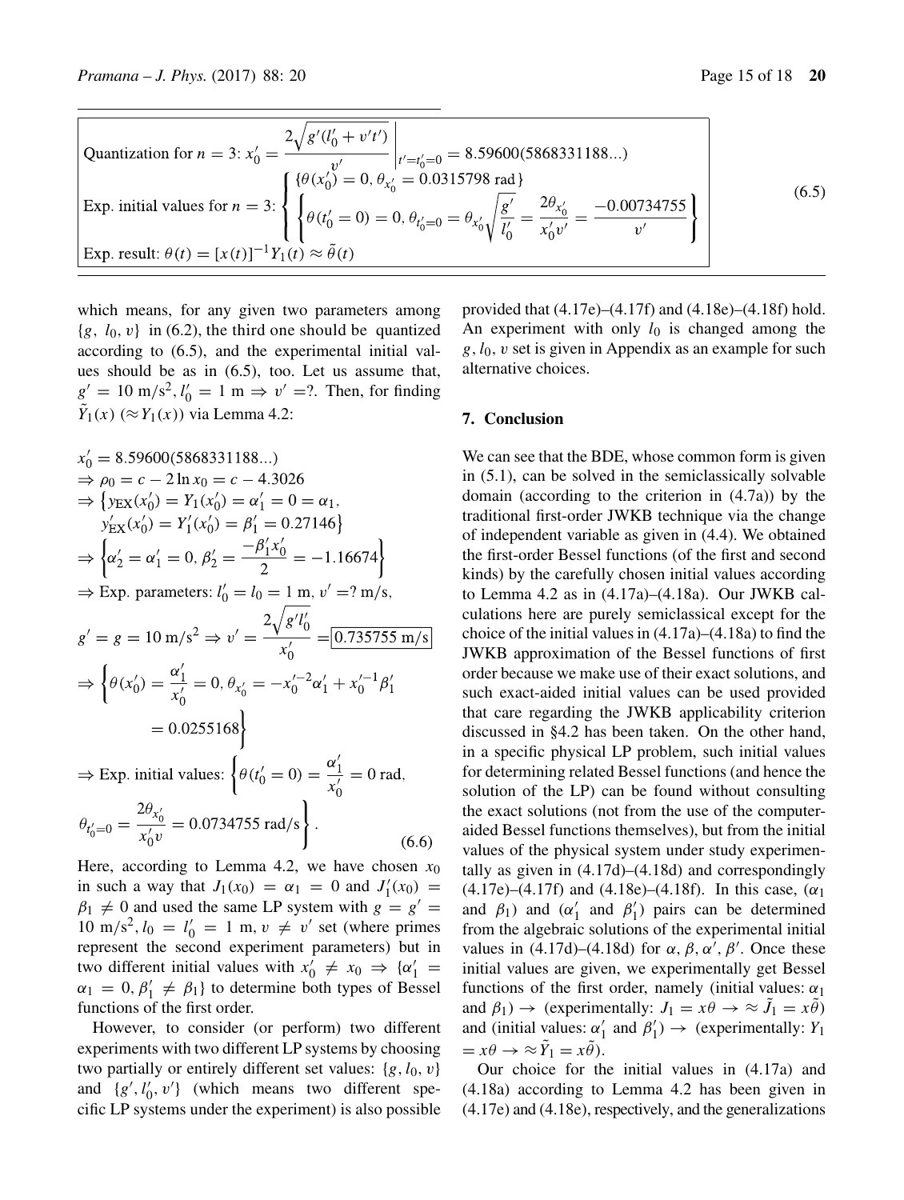$$
\begin{array}{l}
\text{Quantization for } n=3\text{: } x_0' = \left.\dfrac{2\sqrt{g'(l_0'+v't')}}{v'}\right|_{t'=t_0'=0} = 8.59600(5868331188...) \\
\text{Exp. initial values for } n=3\text{: } \left\{ \begin{array}{l} \{\theta(x_0')=0,\, \theta_{x_0'} = 0.0315798 \text{ rad}\} \\ \left\{ \theta(t_0'=0)=0,\, \theta_{t_0'=0} = \theta_{x_0'}\sqrt{\dfrac{g'}{l_0'}} = \dfrac{2\theta_{x_0'}}{x_0' v'} = \dfrac{-0.00734755}{v'} \right\} \end{array} \right. \\
\text{Exp. result: } \theta(t) = [x(t)]^{-1} Y_1(t) \approx \tilde{\theta}(t)
\end{array}
\tag{6.5}
$$

which means, for any given two parameters among $\{g,\ l_0, v\}$ in (6.2), the third one should be quantized according to (6.5), and the experimental initial values should be as in (6.5), too. Let us assume that, $g' = 10\ \text{m/s}^2, l_0' = 1\ \text{m} \Rightarrow v' =?$. Then, for finding $\tilde{Y}_1(x)\ (\approx Y_1(x))$ via Lemma 4.2:

$$
\begin{aligned}
& x_0' = 8.59600(5868331188...) \\
& \Rightarrow \rho_0 = c - 2\ln x_0 = c - 4.3026 \\
& \Rightarrow \{y_{\text{EX}}(x_0') = Y_1(x_0') = \alpha_1' = 0 = \alpha_1, \\
& \quad y_{\text{EX}}'(x_0') = Y_1'(x_0') = \beta_1' = 0.27146\} \\
& \Rightarrow \left\{\alpha_2' = \alpha_1' = 0,\, \beta_2' = \frac{-\beta_1' x_0'}{2} = -1.16674\right\} \\
& \Rightarrow \text{Exp. parameters: } l_0' = l_0 = 1\ \text{m},\ v' = ?\ \text{m/s}, \\
& g' = g = 10\ \text{m/s}^2 \Rightarrow v' = \frac{2\sqrt{g' l_0'}}{x_0'} = \boxed{0.735755\ \text{m/s}} \\
& \Rightarrow \left\{\theta(x_0') = \frac{\alpha_1'}{x_0'} = 0,\, \theta_{x_0'} = -x_0'^{-2}\alpha_1' + x_0'^{-1}\beta_1' \right. \\
& \quad \left. = 0.0255168\right\} \\
& \Rightarrow \text{Exp. initial values: } \left\{\theta(t_0'=0) = \frac{\alpha_1'}{x_0'} = 0\ \text{rad}, \right. \\
& \left. \theta_{t_0'=0} = \frac{2\theta_{x_0'}}{x_0' v} = 0.0734755\ \text{rad/s}\right\}.
\end{aligned}
\tag{6.6}
$$

Here, according to Lemma 4.2, we have chosen $x_0$ in such a way that $J_1(x_0) = \alpha_1 = 0$ and $J_1'(x_0) = \beta_1 \neq 0$ and used the same LP system with $g = g' = 10\ \text{m/s}^2, l_0 = l_0' = 1\ \text{m}, v \neq v'$ set (where primes represent the second experiment parameters) but in two different initial values with $x_0' \neq x_0 \Rightarrow \{\alpha_1' = \alpha_1 = 0, \beta_1' \neq \beta_1\}$ to determine both types of Bessel functions of the first order.

However, to consider (or perform) two different experiments with two different LP systems by choosing two partially or entirely different set values: $\{g, l_0, v\}$ and $\{g', l_0', v'\}$ (which means two different specific LP systems under the experiment) is also possible provided that (4.17e)–(4.17f) and (4.18e)–(4.18f) hold. An experiment with only $l_0$ is changed among the $g, l_0, v$ set is given in Appendix as an example for such alternative choices.

## 7. Conclusion

We can see that the BDE, whose common form is given in (5.1), can be solved in the semiclassically solvable domain (according to the criterion in (4.7a)) by the traditional first-order JWKB technique via the change of independent variable as given in (4.4). We obtained the first-order Bessel functions (of the first and second kinds) by the carefully chosen initial values according to Lemma 4.2 as in (4.17a)–(4.18a). Our JWKB calculations here are purely semiclassical except for the choice of the initial values in (4.17a)–(4.18a) to find the JWKB approximation of the Bessel functions of first order because we make use of their exact solutions, and such exact-aided initial values can be used provided that care regarding the JWKB applicability criterion discussed in §4.2 has been taken. On the other hand, in a specific physical LP problem, such initial values for determining related Bessel functions (and hence the solution of the LP) can be found without consulting the exact solutions (not from the use of the computer-aided Bessel functions themselves), but from the initial values of the physical system under study experimentally as given in (4.17d)–(4.18d) and correspondingly (4.17e)–(4.17f) and (4.18e)–(4.18f). In this case, ($\alpha_1$ and $\beta_1$) and ($\alpha_1'$ and $\beta_1'$) pairs can be determined from the algebraic solutions of the experimental initial values in (4.17d)–(4.18d) for $\alpha, \beta, \alpha', \beta'$. Once these initial values are given, we experimentally get Bessel functions of the first order, namely (initial values: $\alpha_1$ and $\beta_1$) $\rightarrow$ (experimentally: $J_1 = x\theta \rightarrow \approx \tilde{J}_1 = x\tilde{\theta}$) and (initial values: $\alpha_1'$ and $\beta_1'$) $\rightarrow$ (experimentally: $Y_1 = x\theta \rightarrow \approx \tilde{Y}_1 = x\tilde{\theta}$).

Our choice for the initial values in (4.17a) and (4.18a) according to Lemma 4.2 has been given in (4.17e) and (4.18e), respectively, and the generalizations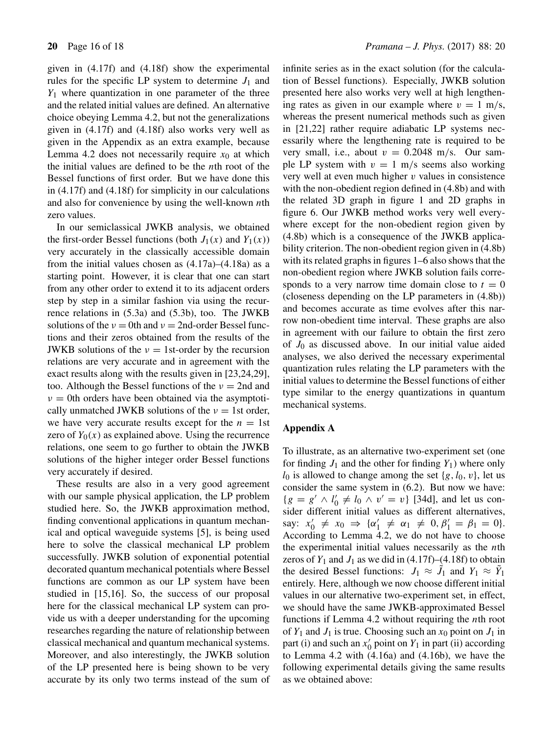given in (4.17f) and (4.18f) show the experimental rules for the specific LP system to determine $J_1$ and $Y_1$ where quantization in one parameter of the three and the related initial values are defined. An alternative choice obeying Lemma 4.2, but not the generalizations given in (4.17f) and (4.18f) also works very well as given in the Appendix as an extra example, because Lemma 4.2 does not necessarily require $x_0$ at which the initial values are defined to be the $n$th root of the Bessel functions of first order. But we have done this in (4.17f) and (4.18f) for simplicity in our calculations and also for convenience by using the well-known $n$th zero values.

In our semiclassical JWKB analysis, we obtained the first-order Bessel functions (both $J_1(x)$ and $Y_1(x)$) very accurately in the classically accessible domain from the initial values chosen as (4.17a)–(4.18a) as a starting point. However, it is clear that one can start from any other order to extend it to its adjacent orders step by step in a similar fashion via using the recurrence relations in (5.3a) and (5.3b), too. The JWKB solutions of the $\nu = 0$th and $\nu = 2$nd-order Bessel functions and their zeros obtained from the results of the JWKB solutions of the $\nu = 1$st-order by the recursion relations are very accurate and in agreement with the exact results along with the results given in [23,24,29], too. Although the Bessel functions of the $\nu = 2$nd and $\nu = 0$th orders have been obtained via the asymptotically unmatched JWKB solutions of the $\nu = 1$st order, we have very accurate results except for the $n = 1$st zero of $Y_0(x)$ as explained above. Using the recurrence relations, one seem to go further to obtain the JWKB solutions of the higher integer order Bessel functions very accurately if desired.

These results are also in a very good agreement with our sample physical application, the LP problem studied here. So, the JWKB approximation method, finding conventional applications in quantum mechanical and optical waveguide systems [5], is being used here to solve the classical mechanical LP problem successfully. JWKB solution of exponential potential decorated quantum mechanical potentials where Bessel functions are common as our LP system have been studied in [15,16]. So, the success of our proposal here for the classical mechanical LP system can provide us with a deeper understanding for the upcoming researches regarding the nature of relationship between classical mechanical and quantum mechanical systems. Moreover, and also interestingly, the JWKB solution of the LP presented here is being shown to be very accurate by its only two terms instead of the sum of infinite series as in the exact solution (for the calculation of Bessel functions). Especially, JWKB solution presented here also works very well at high lengthening rates as given in our example where $v = 1$ m/s, whereas the present numerical methods such as given in [21,22] rather require adiabatic LP systems necessarily where the lengthening rate is required to be very small, i.e., about $v = 0.2048$ m/s. Our sample LP system with $v = 1$ m/s seems also working very well at even much higher $v$ values in consistence with the non-obedient region defined in (4.8b) and with the related 3D graph in figure 1 and 2D graphs in figure 6. Our JWKB method works very well everywhere except for the non-obedient region given by (4.8b) which is a consequence of the JWKB applicability criterion. The non-obedient region given in (4.8b) with its related graphs in figures 1–6 also shows that the non-obedient region where JWKB solution fails corresponds to a very narrow time domain close to $t = 0$ (closeness depending on the LP parameters in (4.8b)) and becomes accurate as time evolves after this narrow non-obedient time interval. These graphs are also in agreement with our failure to obtain the first zero of $J_0$ as discussed above. In our initial value aided analyses, we also derived the necessary experimental quantization rules relating the LP parameters with the initial values to determine the Bessel functions of either type similar to the energy quantizations in quantum mechanical systems.

## Appendix A

To illustrate, as an alternative two-experiment set (one for finding $J_1$ and the other for finding $Y_1$) where only $l_0$ is allowed to change among the set $\{g, l_0, v\}$, let us consider the same system in (6.2). But now we have: $\{g = g' \wedge l_0' \neq l_0 \wedge v' = v\}$ [34d], and let us consider different initial values as different alternatives, say: $x_0' \neq x_0 \Rightarrow \{\alpha_1' \neq \alpha_1 \neq 0, \beta_1' = \beta_1 = 0\}$. According to Lemma 4.2, we do not have to choose the experimental initial values necessarily as the $n$th zeros of $Y_1$ and $J_1$ as we did in (4.17f)–(4.18f) to obtain the desired Bessel functions: $J_1 \approx \tilde{J}_1$ and $Y_1 \approx \tilde{Y}_1$ entirely. Here, although we now choose different initial values in our alternative two-experiment set, in effect, we should have the same JWKB-approximated Bessel functions if Lemma 4.2 without requiring the $n$th root of $Y_1$ and $J_1$ is true. Choosing such an $x_0$ point on $J_1$ in part (i) and such an $x_0'$ point on $Y_1$ in part (ii) according to Lemma 4.2 with (4.16a) and (4.16b), we have the following experimental details giving the same results as we obtained above: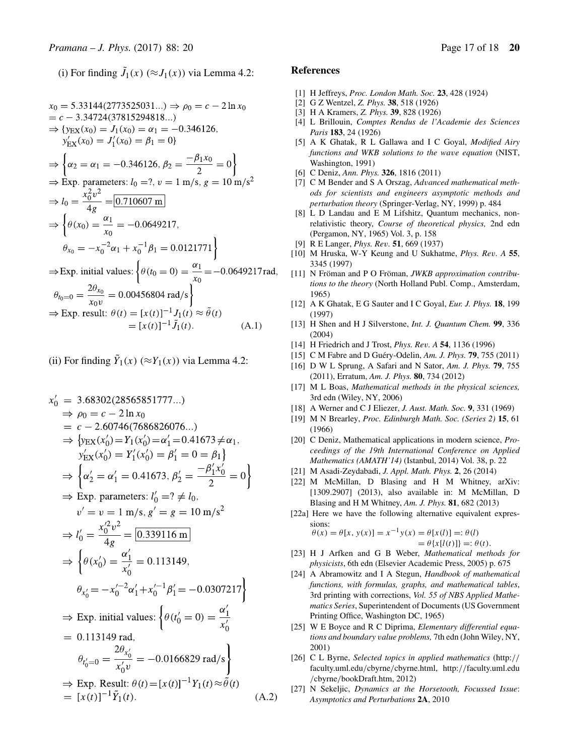(i) For finding $\tilde{J}_1(x)$ ($\approx J_1(x)$) via Lemma 4.2:

$$
\begin{aligned}
&x_0 = 5.33144(2773525031...) \Rightarrow \rho_0 = c - 2\ln x_0 \\
&= c - 3.34724(37815294818...) \\
&\Rightarrow \{y_{\text{EX}}(x_0) = J_1(x_0) = \alpha_1 = -0.346126, \\
&\quad y'_{\text{EX}}(x_0) = J'_1(x_0) = \beta_1 = 0\} \\
&\Rightarrow \left\{\alpha_2 = \alpha_1 = -0.346126,\ \beta_2 = \frac{-\beta_1 x_0}{2} = 0\right\} \\
&\Rightarrow \text{Exp. parameters: } l_0 = ?,\ v = 1\ \text{m/s},\ g = 10\ \text{m/s}^2 \\
&\Rightarrow l_0 = \frac{x_0^2 v^2}{4g} = \boxed{0.710607\ \text{m}} \\
&\Rightarrow \left\{\theta(x_0) = \frac{\alpha_1}{x_0} = -0.0649217,\right. \\
&\quad \left.\theta_{x_0} = -x_0^{-2}\alpha_1 + x_0^{-1}\beta_1 = 0.0121771\right\} \\
&\Rightarrow \text{Exp. initial values: } \left\{\theta(t_0 = 0) = \frac{\alpha_1}{x_0} = -0.0649217\,\text{rad},\right. \\
&\quad \left.\theta_{t_0=0} = \frac{2\theta_{x_0}}{x_0 v} = 0.00456804\ \text{rad/s}\right\} \\
&\Rightarrow \text{Exp. result: } \theta(t) = [x(t)]^{-1} J_1(t) \approx \tilde{\theta}(t) \\
&\qquad = [x(t)]^{-1}\tilde{J}_1(t). \qquad \text{(A.1)}
\end{aligned}
$$

(ii) For finding $\tilde{Y}_1(x)$ ($\approx Y_1(x)$) via Lemma 4.2:

$$
\begin{aligned}
x'_0 &= 3.68302(28565851777...) \\
&\Rightarrow \rho_0 = c - 2\ln x_0 \\
&= c - 2.60746(7686826076...) \\
&\Rightarrow \{y_{\text{EX}}(x'_0) = Y_1(x'_0) = \alpha'_1 = 0.41673 \neq \alpha_1, \\
&\quad y'_{\text{EX}}(x'_0) = Y'_1(x'_0) = \beta'_1 = 0 = \beta_1\} \\
&\Rightarrow \left\{\alpha'_2 = \alpha'_1 = 0.41673,\ \beta'_2 = \frac{-\beta'_1 x'_0}{2} = 0\right\} \\
&\Rightarrow \text{Exp. parameters: } l'_0 = ? \neq l_0, \\
&\quad v' = v = 1\ \text{m/s},\ g' = g = 10\ \text{m/s}^2 \\
&\Rightarrow l'_0 = \frac{x_0'^2 v^2}{4g} = \boxed{0.339116\ \text{m}} \\
&\Rightarrow \left\{\theta(x'_0) = \frac{\alpha'_1}{x'_0} = 0.113149,\right. \\
&\quad \left.\theta_{x'_0} = -x_0'^{-2}\alpha'_1 + x_0'^{-1}\beta'_1 = -0.0307217\right\} \\
&\Rightarrow \text{Exp. initial values: } \left\{\theta(t'_0 = 0) = \frac{\alpha'_1}{x'_0}\right. \\
&= 0.113149\ \text{rad}, \\
&\quad \left.\theta_{t'_0=0} = \frac{2\theta_{x'_0}}{x'_0 v} = -0.0166829\ \text{rad/s}\right\} \\
&\Rightarrow \text{Exp. Result: } \theta(t) = [x(t)]^{-1} Y_1(t) \approx \tilde{\theta}(t) \\
&= [x(t)]^{-1}\tilde{Y}_1(t). \qquad \text{(A.2)}
\end{aligned}
$$

## References

[1] H Jeffreys, *Proc. London Math. Soc.* **23**, 428 (1924)

[2] G Z Wentzel, *Z. Phys.* **38**, 518 (1926)

[3] H A Kramers, *Z. Phys.* **39**, 828 (1926)

[4] L Brillouin, *Comptes Rendus de l'Academie des Sciences Paris* **183**, 24 (1926)

[5] A K Ghatak, R L Gallawa and I C Goyal, *Modified Airy functions and WKB solutions to the wave equation* (NIST, Washington, 1991)

[6] C Deniz, *Ann. Phys.* **326**, 1816 (2011)

[7] C M Bender and S A Orszag, *Advanced mathematical methods for scientists and engineers asymptotic methods and perturbation theory* (Springer-Verlag, NY, 1999) p. 484

[8] L D Landau and E M Lifshitz, Quantum mechanics, nonrelativistic theory, *Course of theoretical physics,* 2nd edn (Pergamon, NY, 1965) Vol. 3, p. 158

[9] R E Langer, *Phys. Rev.* **51**, 669 (1937)

[10] M Hruska, W-Y Keung and U Sukhatme, *Phys. Rev. A* **55**, 3345 (1997)

[11] N Fröman and P O Fröman, *JWKB approximation contributions to the theory* (North Holland Publ. Comp., Amsterdam, 1965)

[12] A K Ghatak, E G Sauter and I C Goyal, *Eur. J. Phys.* **18**, 199 (1997)

[13] H Shen and H J Silverstone, *Int. J. Quantum Chem.* **99**, 336 (2004)

[14] H Friedrich and J Trost, *Phys. Rev. A* **54**, 1136 (1996)

[15] C M Fabre and D Guéry-Odelin, *Am. J. Phys.* **79**, 755 (2011)

[16] D W L Sprung, A Safari and N Sator, *Am. J. Phys.* **79**, 755 (2011), Erratum, *Am. J. Phys.* **80**, 734 (2012)

[17] M L Boas, *Mathematical methods in the physical sciences,* 3rd edn (Wiley, NY, 2006)

[18] A Werner and C J Eliezer, *J. Aust. Math. Soc.* **9**, 331 (1969)

[19] M N Brearley, *Proc. Edinburgh Math. Soc. (Series 2)* **15**, 61 (1966)

[20] C Deniz, Mathematical applications in modern science, *Proceedings of the 19th International Conference on Applied Mathematics (AMATH'14)* (Istanbul, 2014) Vol. 38, p. 22

[21] M Asadi-Zeydabadi, *J. Appl. Math. Phys.* **2**, 26 (2014)

[22] M McMillan, D Blasing and H M Whitney, arXiv: [1309.2907] (2013), also available in: M McMillan, D Blasing and H M Whitney, *Am. J. Phys.* **81**, 682 (2013)

[22a] Here we have the following alternative equivalent expressions:
$$\theta(x) = \theta[x, y(x)] = x^{-1}y(x) = \theta[x(l)] =: \theta(l) = \theta\{x[l(t)]\} =: \theta(t).$$

[23] H J Arfken and G B Weber, *Mathematical methods for physicists*, 6th edn (Elsevier Academic Press, 2005) p. 675

[24] A Abramowitz and I A Stegun, *Handbook of mathematical functions, with formulas, graphs, and mathematical tables*, 3rd printing with corrections, *Vol. 55 of NBS Applied Mathematics Series*, Superintendent of Documents (US Government Printing Office, Washington DC, 1965)

[25] W E Boyce and R C Diprima, *Elementary differential equations and boundary value problems,* 7th edn (John Wiley, NY, 2001)

[26] C L Byrne, *Selected topics in applied mathematics* (http://faculty.uml.edu/cbyrne/cbyrne.html, http://faculty.uml.edu/cbyrne/bookDraft.htm, 2012)

[27] N Sekeljic, *Dynamics at the Horsetooth, Focussed Issue*: *Asymptotics and Perturbations* **2A**, 2010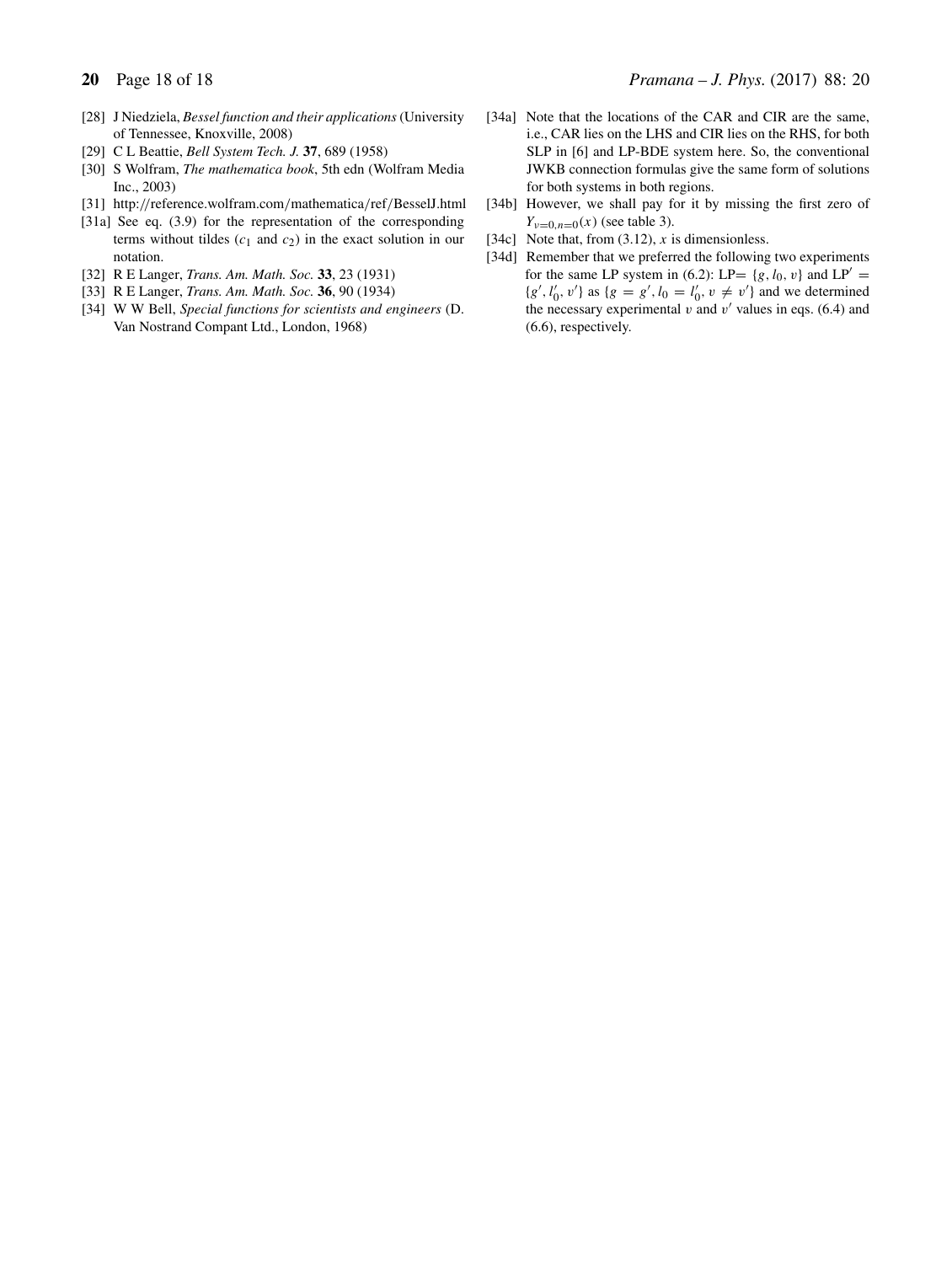[28] J Niedziela, *Bessel function and their applications* (University of Tennessee, Knoxville, 2008)

[29] C L Beattie, *Bell System Tech. J.* **37**, 689 (1958)

[30] S Wolfram, *The mathematica book*, 5th edn (Wolfram Media Inc., 2003)

[31] http://reference.wolfram.com/mathematica/ref/BesselJ.html

[31a] See eq. (3.9) for the representation of the corresponding terms without tildes ($c_1$ and $c_2$) in the exact solution in our notation.

[32] R E Langer, *Trans. Am. Math. Soc.* **33**, 23 (1931)

[33] R E Langer, *Trans. Am. Math. Soc.* **36**, 90 (1934)

[34] W W Bell, *Special functions for scientists and engineers* (D. Van Nostrand Compant Ltd., London, 1968)

[34a] Note that the locations of the CAR and CIR are the same, i.e., CAR lies on the LHS and CIR lies on the RHS, for both SLP in [6] and LP-BDE system here. So, the conventional JWKB connection formulas give the same form of solutions for both systems in both regions.

[34b] However, we shall pay for it by missing the first zero of $Y_{\nu=0,n=0}(x)$ (see table 3).

[34c] Note that, from (3.12), $x$ is dimensionless.

[34d] Remember that we preferred the following two experiments for the same LP system in (6.2): LP= $\{g, l_0, v\}$ and LP$'$ = $\{g', l_0', v'\}$ as $\{g = g', l_0 = l_0', v \neq v'\}$ and we determined the necessary experimental $v$ and $v'$ values in eqs. (6.4) and (6.6), respectively.